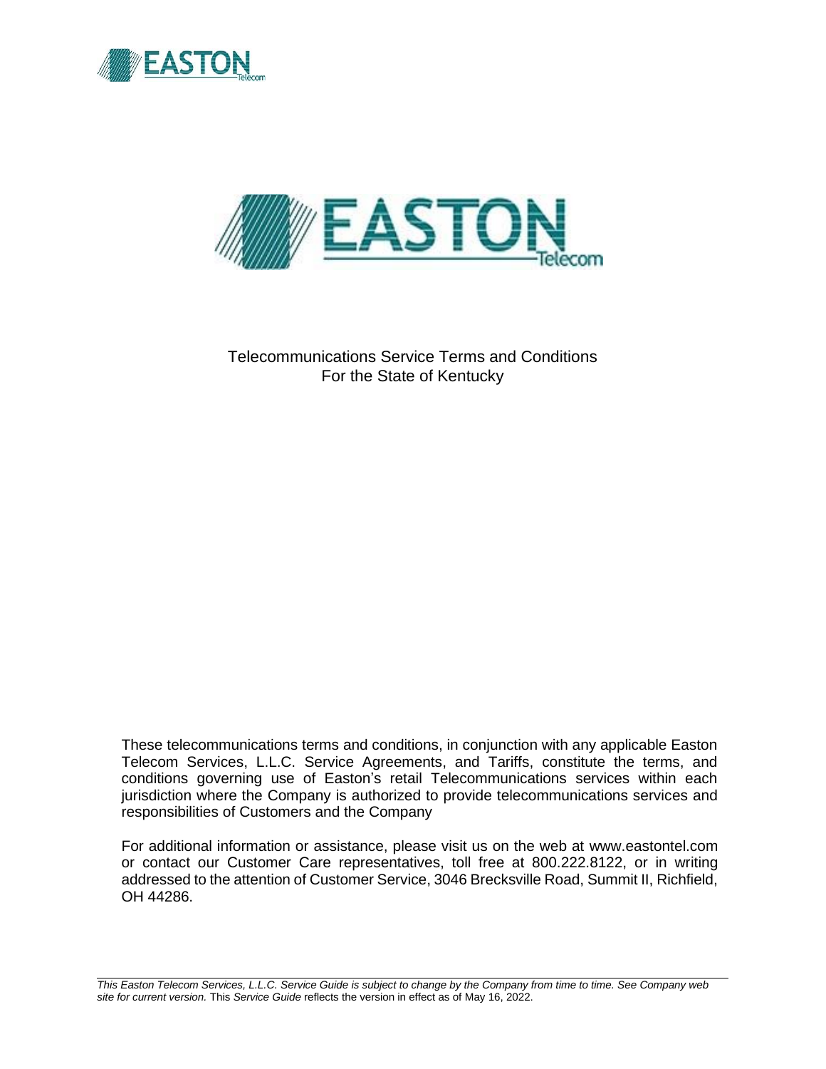# Telecommunications Service Terms and Conditions
## For the State of Kentucky

These telecommunications terms and conditions, in conjunction with any applicable Easton Telecom Services, L.L.C. Service Agreements, and Tariffs, constitute the terms, and conditions governing use of Easton's retail Telecommunications services within each jurisdiction where the Company is authorized to provide telecommunications services and responsibilities of Customers and the Company

For additional information or assistance, please visit us on the web at www.eastontel.com or contact our Customer Care representatives, toll free at 800.222.8122, or in writing addressed to the attention of Customer Service, 3046 Brecksville Road, Summit II, Richfield, OH 44286.

*This Easton Telecom Services, L.L.C. Service Guide is subject to change by the Company from time to time. See Company web site for current version.* This *Service Guide* reflects the version in effect as of May 16, 2022.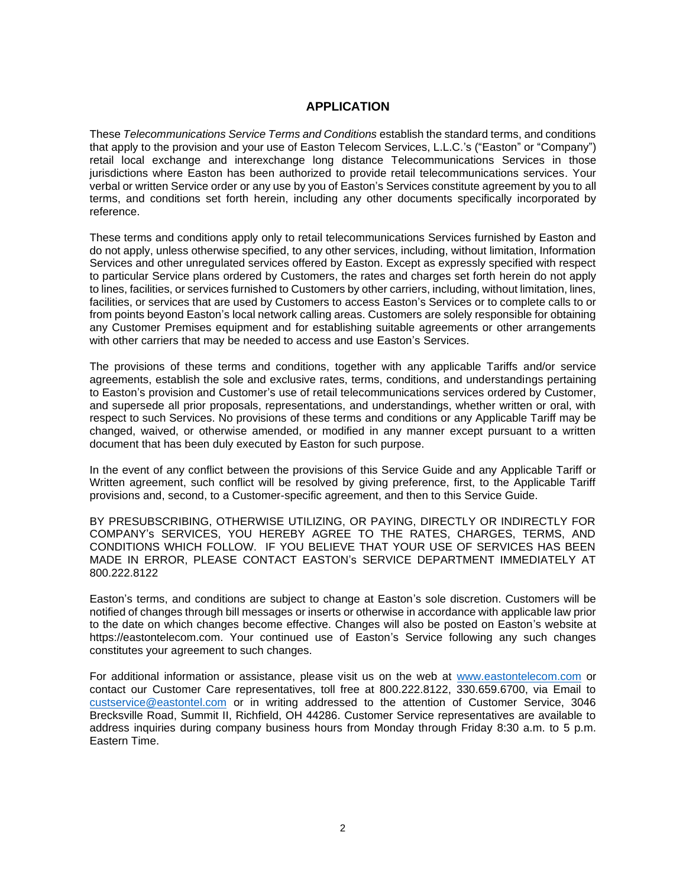## APPLICATION

These *Telecommunications Service Terms and Conditions* establish the standard terms, and conditions that apply to the provision and your use of Easton Telecom Services, L.L.C.'s ("Easton" or "Company") retail local exchange and interexchange long distance Telecommunications Services in those jurisdictions where Easton has been authorized to provide retail telecommunications services. Your verbal or written Service order or any use by you of Easton's Services constitute agreement by you to all terms, and conditions set forth herein, including any other documents specifically incorporated by reference.

These terms and conditions apply only to retail telecommunications Services furnished by Easton and do not apply, unless otherwise specified, to any other services, including, without limitation, Information Services and other unregulated services offered by Easton. Except as expressly specified with respect to particular Service plans ordered by Customers, the rates and charges set forth herein do not apply to lines, facilities, or services furnished to Customers by other carriers, including, without limitation, lines, facilities, or services that are used by Customers to access Easton's Services or to complete calls to or from points beyond Easton's local network calling areas. Customers are solely responsible for obtaining any Customer Premises equipment and for establishing suitable agreements or other arrangements with other carriers that may be needed to access and use Easton's Services.

The provisions of these terms and conditions, together with any applicable Tariffs and/or service agreements, establish the sole and exclusive rates, terms, conditions, and understandings pertaining to Easton's provision and Customer's use of retail telecommunications services ordered by Customer, and supersede all prior proposals, representations, and understandings, whether written or oral, with respect to such Services. No provisions of these terms and conditions or any Applicable Tariff may be changed, waived, or otherwise amended, or modified in any manner except pursuant to a written document that has been duly executed by Easton for such purpose.

In the event of any conflict between the provisions of this Service Guide and any Applicable Tariff or Written agreement, such conflict will be resolved by giving preference, first, to the Applicable Tariff provisions and, second, to a Customer-specific agreement, and then to this Service Guide.

BY PRESUBSCRIBING, OTHERWISE UTILIZING, OR PAYING, DIRECTLY OR INDIRECTLY FOR COMPANY's SERVICES, YOU HEREBY AGREE TO THE RATES, CHARGES, TERMS, AND CONDITIONS WHICH FOLLOW. IF YOU BELIEVE THAT YOUR USE OF SERVICES HAS BEEN MADE IN ERROR, PLEASE CONTACT EASTON's SERVICE DEPARTMENT IMMEDIATELY AT 800.222.8122

Easton's terms, and conditions are subject to change at Easton's sole discretion. Customers will be notified of changes through bill messages or inserts or otherwise in accordance with applicable law prior to the date on which changes become effective. Changes will also be posted on Easton's website at https://eastontelecom.com. Your continued use of Easton's Service following any such changes constitutes your agreement to such changes.

For additional information or assistance, please visit us on the web at www.eastontelecom.com or contact our Customer Care representatives, toll free at 800.222.8122, 330.659.6700, via Email to custservice@eastontel.com or in writing addressed to the attention of Customer Service, 3046 Brecksville Road, Summit II, Richfield, OH 44286. Customer Service representatives are available to address inquiries during company business hours from Monday through Friday 8:30 a.m. to 5 p.m. Eastern Time.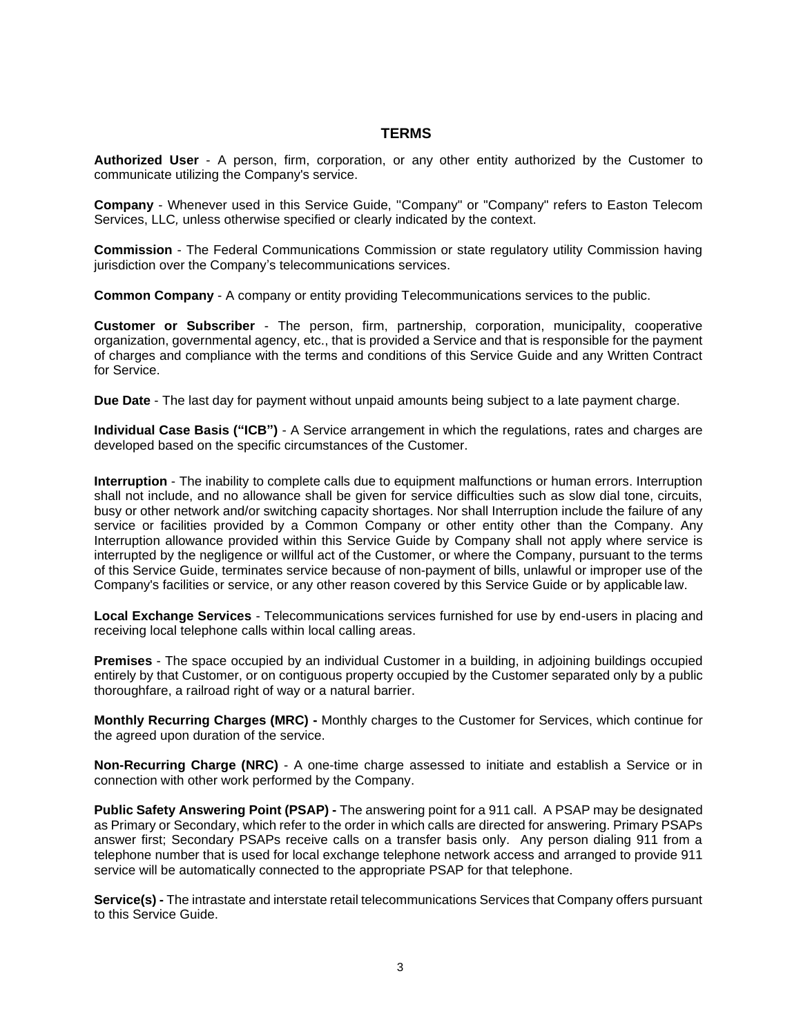## TERMS

**Authorized User** - A person, firm, corporation, or any other entity authorized by the Customer to communicate utilizing the Company's service.

**Company** - Whenever used in this Service Guide, "Company" or "Company" refers to Easton Telecom Services, LLC*,* unless otherwise specified or clearly indicated by the context.

**Commission** - The Federal Communications Commission or state regulatory utility Commission having jurisdiction over the Company's telecommunications services.

**Common Company** - A company or entity providing Telecommunications services to the public.

**Customer or Subscriber** - The person, firm, partnership, corporation, municipality, cooperative organization, governmental agency, etc., that is provided a Service and that is responsible for the payment of charges and compliance with the terms and conditions of this Service Guide and any Written Contract for Service.

**Due Date** - The last day for payment without unpaid amounts being subject to a late payment charge.

**Individual Case Basis ("ICB")** - A Service arrangement in which the regulations, rates and charges are developed based on the specific circumstances of the Customer.

**Interruption** - The inability to complete calls due to equipment malfunctions or human errors. Interruption shall not include, and no allowance shall be given for service difficulties such as slow dial tone, circuits, busy or other network and/or switching capacity shortages. Nor shall Interruption include the failure of any service or facilities provided by a Common Company or other entity other than the Company. Any Interruption allowance provided within this Service Guide by Company shall not apply where service is interrupted by the negligence or willful act of the Customer, or where the Company, pursuant to the terms of this Service Guide, terminates service because of non-payment of bills, unlawful or improper use of the Company's facilities or service, or any other reason covered by this Service Guide or by applicable law.

**Local Exchange Services** - Telecommunications services furnished for use by end-users in placing and receiving local telephone calls within local calling areas.

**Premises** - The space occupied by an individual Customer in a building, in adjoining buildings occupied entirely by that Customer, or on contiguous property occupied by the Customer separated only by a public thoroughfare, a railroad right of way or a natural barrier.

**Monthly Recurring Charges (MRC) -** Monthly charges to the Customer for Services, which continue for the agreed upon duration of the service.

**Non-Recurring Charge (NRC)** - A one-time charge assessed to initiate and establish a Service or in connection with other work performed by the Company.

**Public Safety Answering Point (PSAP) -** The answering point for a 911 call. A PSAP may be designated as Primary or Secondary, which refer to the order in which calls are directed for answering. Primary PSAPs answer first; Secondary PSAPs receive calls on a transfer basis only. Any person dialing 911 from a telephone number that is used for local exchange telephone network access and arranged to provide 911 service will be automatically connected to the appropriate PSAP for that telephone.

**Service(s) -** The intrastate and interstate retail telecommunications Services that Company offers pursuant to this Service Guide.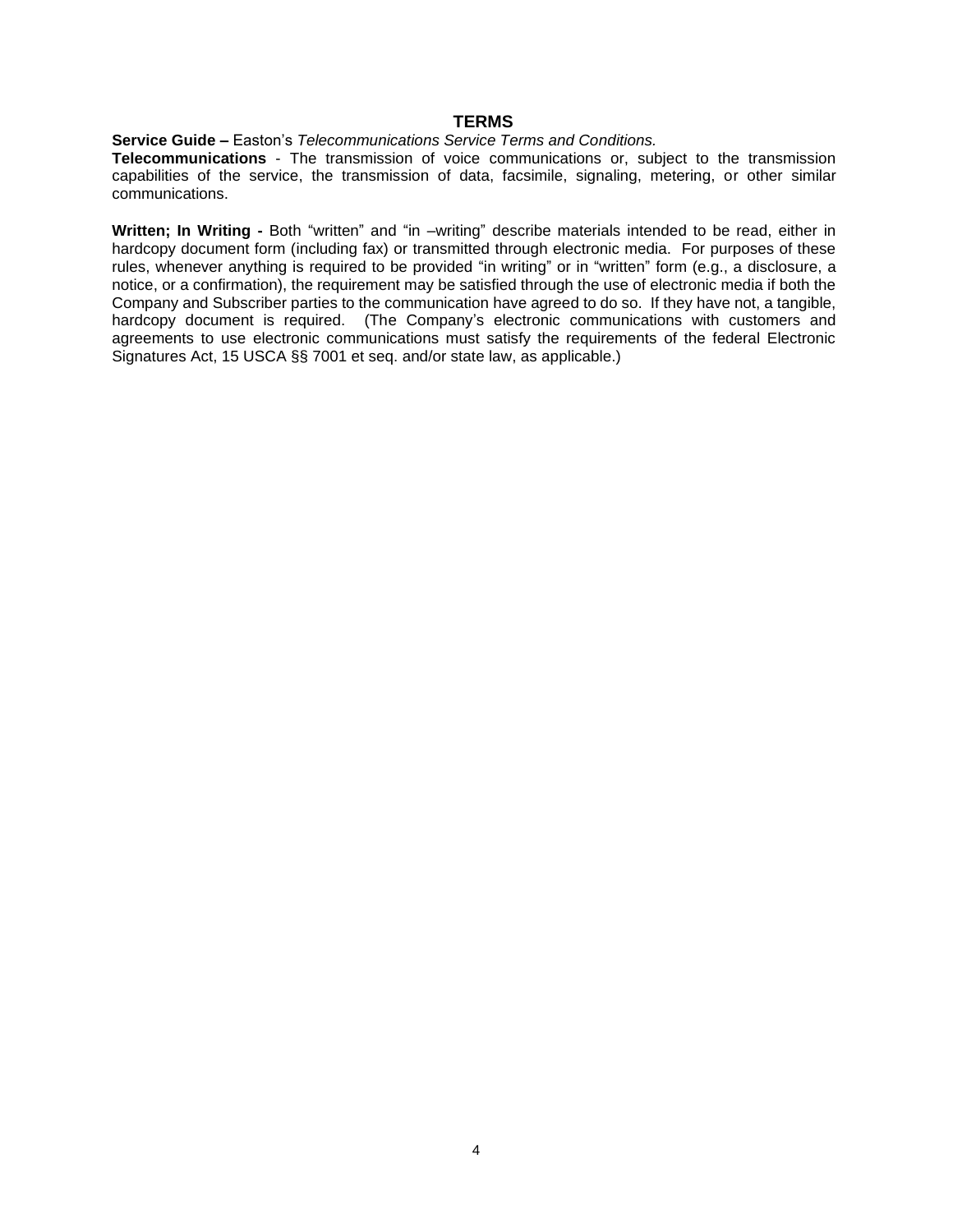## TERMS

**Service Guide –** Easton's *Telecommunications Service Terms and Conditions.*

**Telecommunications** - The transmission of voice communications or, subject to the transmission capabilities of the service, the transmission of data, facsimile, signaling, metering, or other similar communications.

**Written; In Writing -** Both "written" and "in –writing" describe materials intended to be read, either in hardcopy document form (including fax) or transmitted through electronic media. For purposes of these rules, whenever anything is required to be provided "in writing" or in "written" form (e.g., a disclosure, a notice, or a confirmation), the requirement may be satisfied through the use of electronic media if both the Company and Subscriber parties to the communication have agreed to do so. If they have not, a tangible, hardcopy document is required. (The Company's electronic communications with customers and agreements to use electronic communications must satisfy the requirements of the federal Electronic Signatures Act, 15 USCA §§ 7001 et seq. and/or state law, as applicable.)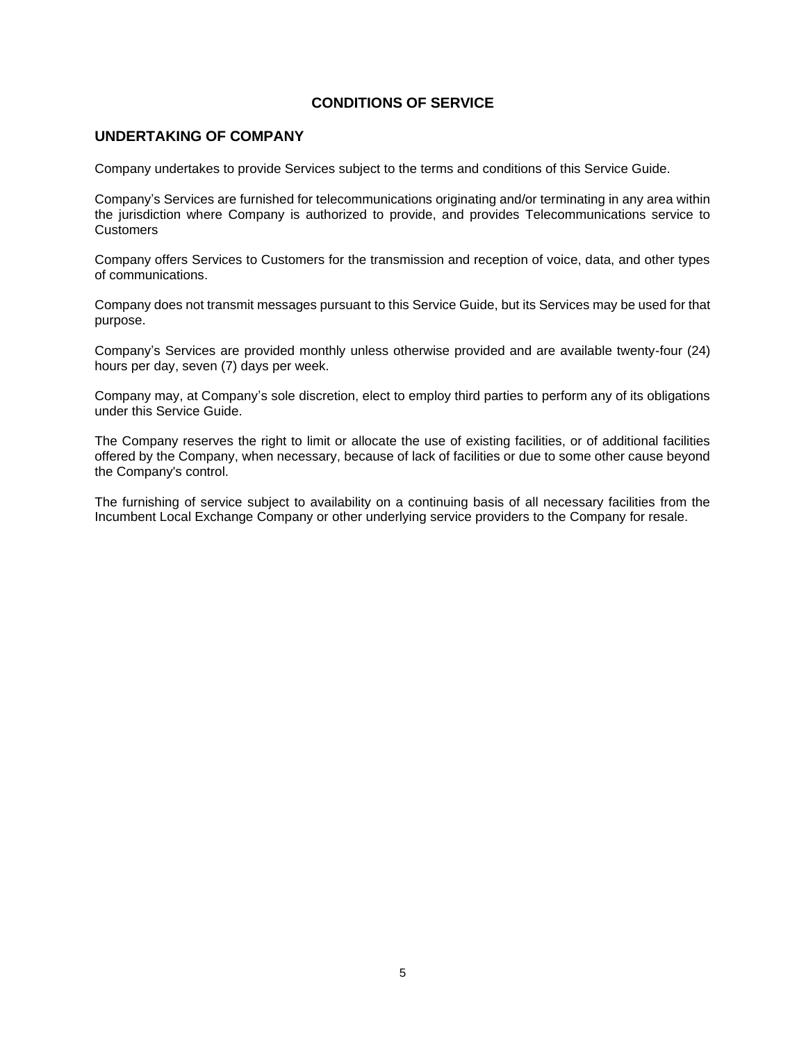# CONDITIONS OF SERVICE

## UNDERTAKING OF COMPANY

Company undertakes to provide Services subject to the terms and conditions of this Service Guide.

Company's Services are furnished for telecommunications originating and/or terminating in any area within the jurisdiction where Company is authorized to provide, and provides Telecommunications service to Customers

Company offers Services to Customers for the transmission and reception of voice, data, and other types of communications.

Company does not transmit messages pursuant to this Service Guide, but its Services may be used for that purpose.

Company's Services are provided monthly unless otherwise provided and are available twenty-four (24) hours per day, seven (7) days per week.

Company may, at Company's sole discretion, elect to employ third parties to perform any of its obligations under this Service Guide.

The Company reserves the right to limit or allocate the use of existing facilities, or of additional facilities offered by the Company, when necessary, because of lack of facilities or due to some other cause beyond the Company's control.

The furnishing of service subject to availability on a continuing basis of all necessary facilities from the Incumbent Local Exchange Company or other underlying service providers to the Company for resale.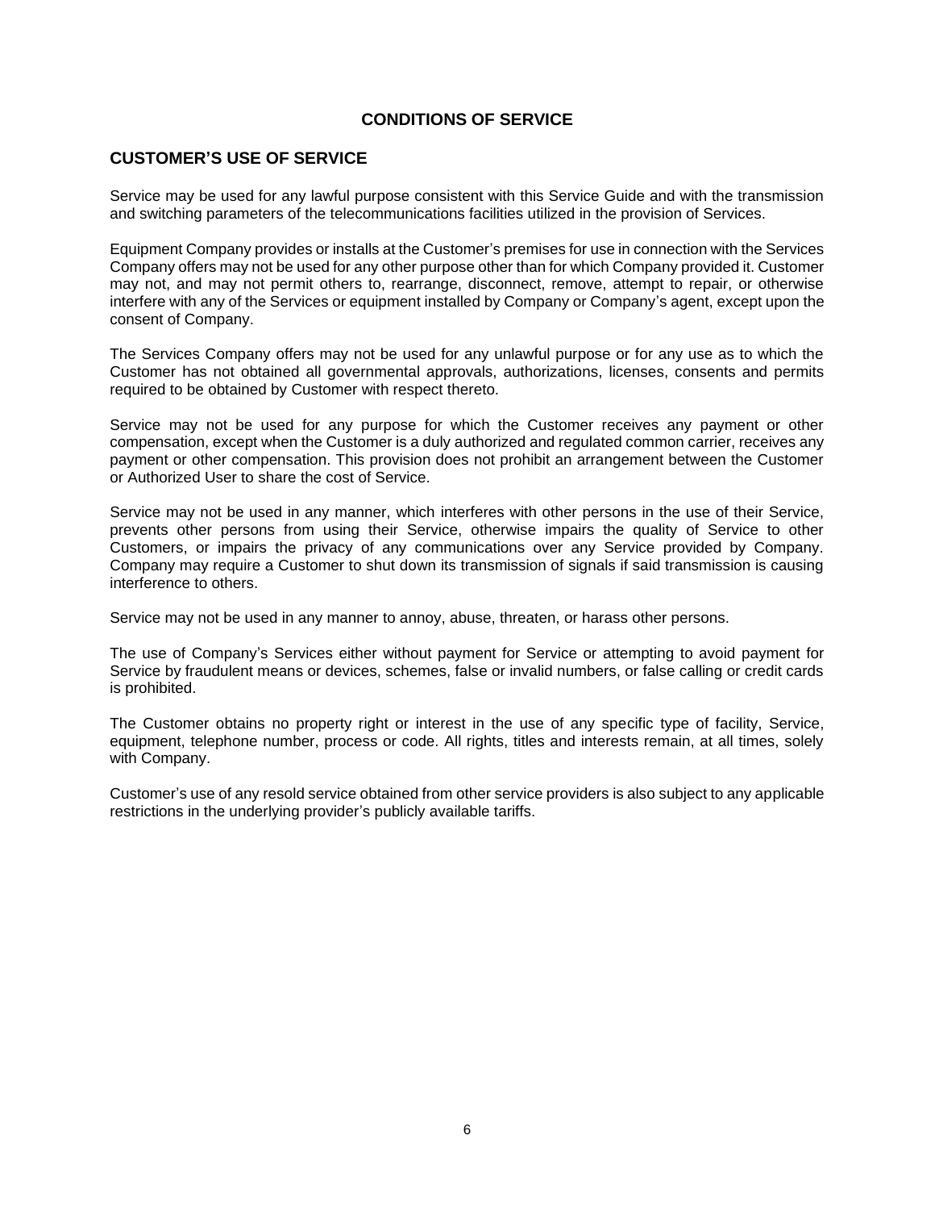# CONDITIONS OF SERVICE

## CUSTOMER'S USE OF SERVICE

Service may be used for any lawful purpose consistent with this Service Guide and with the transmission and switching parameters of the telecommunications facilities utilized in the provision of Services.

Equipment Company provides or installs at the Customer's premises for use in connection with the Services Company offers may not be used for any other purpose other than for which Company provided it. Customer may not, and may not permit others to, rearrange, disconnect, remove, attempt to repair, or otherwise interfere with any of the Services or equipment installed by Company or Company's agent, except upon the consent of Company.

The Services Company offers may not be used for any unlawful purpose or for any use as to which the Customer has not obtained all governmental approvals, authorizations, licenses, consents and permits required to be obtained by Customer with respect thereto.

Service may not be used for any purpose for which the Customer receives any payment or other compensation, except when the Customer is a duly authorized and regulated common carrier, receives any payment or other compensation. This provision does not prohibit an arrangement between the Customer or Authorized User to share the cost of Service.

Service may not be used in any manner, which interferes with other persons in the use of their Service, prevents other persons from using their Service, otherwise impairs the quality of Service to other Customers, or impairs the privacy of any communications over any Service provided by Company. Company may require a Customer to shut down its transmission of signals if said transmission is causing interference to others.

Service may not be used in any manner to annoy, abuse, threaten, or harass other persons.

The use of Company's Services either without payment for Service or attempting to avoid payment for Service by fraudulent means or devices, schemes, false or invalid numbers, or false calling or credit cards is prohibited.

The Customer obtains no property right or interest in the use of any specific type of facility, Service, equipment, telephone number, process or code. All rights, titles and interests remain, at all times, solely with Company.

Customer's use of any resold service obtained from other service providers is also subject to any applicable restrictions in the underlying provider's publicly available tariffs.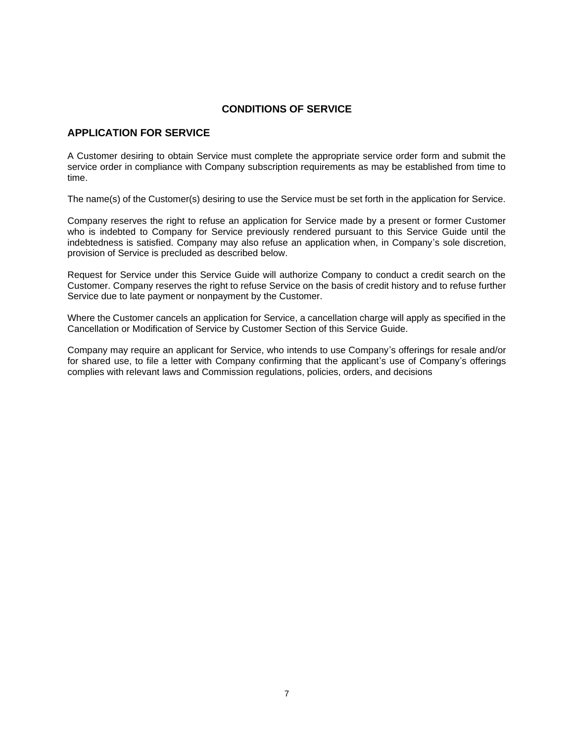# CONDITIONS OF SERVICE

## APPLICATION FOR SERVICE

A Customer desiring to obtain Service must complete the appropriate service order form and submit the service order in compliance with Company subscription requirements as may be established from time to time.

The name(s) of the Customer(s) desiring to use the Service must be set forth in the application for Service.

Company reserves the right to refuse an application for Service made by a present or former Customer who is indebted to Company for Service previously rendered pursuant to this Service Guide until the indebtedness is satisfied. Company may also refuse an application when, in Company's sole discretion, provision of Service is precluded as described below.

Request for Service under this Service Guide will authorize Company to conduct a credit search on the Customer. Company reserves the right to refuse Service on the basis of credit history and to refuse further Service due to late payment or nonpayment by the Customer.

Where the Customer cancels an application for Service, a cancellation charge will apply as specified in the Cancellation or Modification of Service by Customer Section of this Service Guide.

Company may require an applicant for Service, who intends to use Company's offerings for resale and/or for shared use, to file a letter with Company confirming that the applicant's use of Company's offerings complies with relevant laws and Commission regulations, policies, orders, and decisions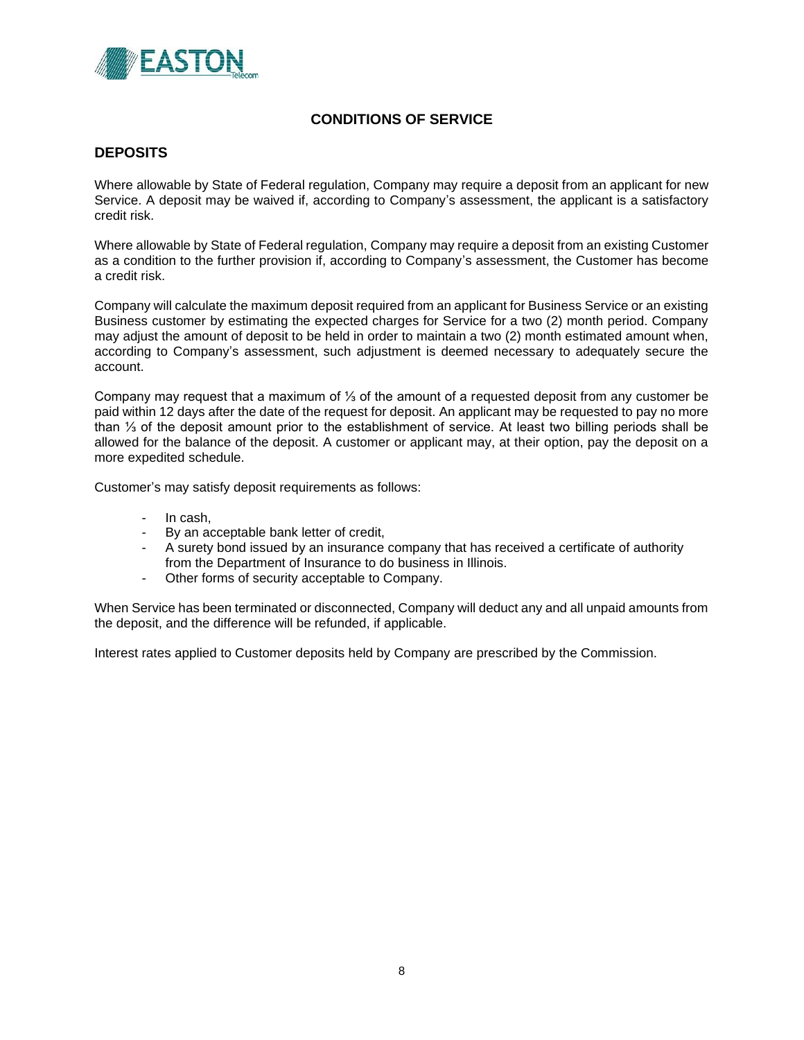## CONDITIONS OF SERVICE

### DEPOSITS

Where allowable by State of Federal regulation, Company may require a deposit from an applicant for new Service. A deposit may be waived if, according to Company's assessment, the applicant is a satisfactory credit risk.

Where allowable by State of Federal regulation, Company may require a deposit from an existing Customer as a condition to the further provision if, according to Company's assessment, the Customer has become a credit risk.

Company will calculate the maximum deposit required from an applicant for Business Service or an existing Business customer by estimating the expected charges for Service for a two (2) month period. Company may adjust the amount of deposit to be held in order to maintain a two (2) month estimated amount when, according to Company's assessment, such adjustment is deemed necessary to adequately secure the account.

Company may request that a maximum of ⅓ of the amount of a requested deposit from any customer be paid within 12 days after the date of the request for deposit. An applicant may be requested to pay no more than ⅓ of the deposit amount prior to the establishment of service. At least two billing periods shall be allowed for the balance of the deposit. A customer or applicant may, at their option, pay the deposit on a more expedited schedule.

Customer's may satisfy deposit requirements as follows:

- In cash,
- By an acceptable bank letter of credit,
- A surety bond issued by an insurance company that has received a certificate of authority from the Department of Insurance to do business in Illinois.
- Other forms of security acceptable to Company.

When Service has been terminated or disconnected, Company will deduct any and all unpaid amounts from the deposit, and the difference will be refunded, if applicable.

Interest rates applied to Customer deposits held by Company are prescribed by the Commission.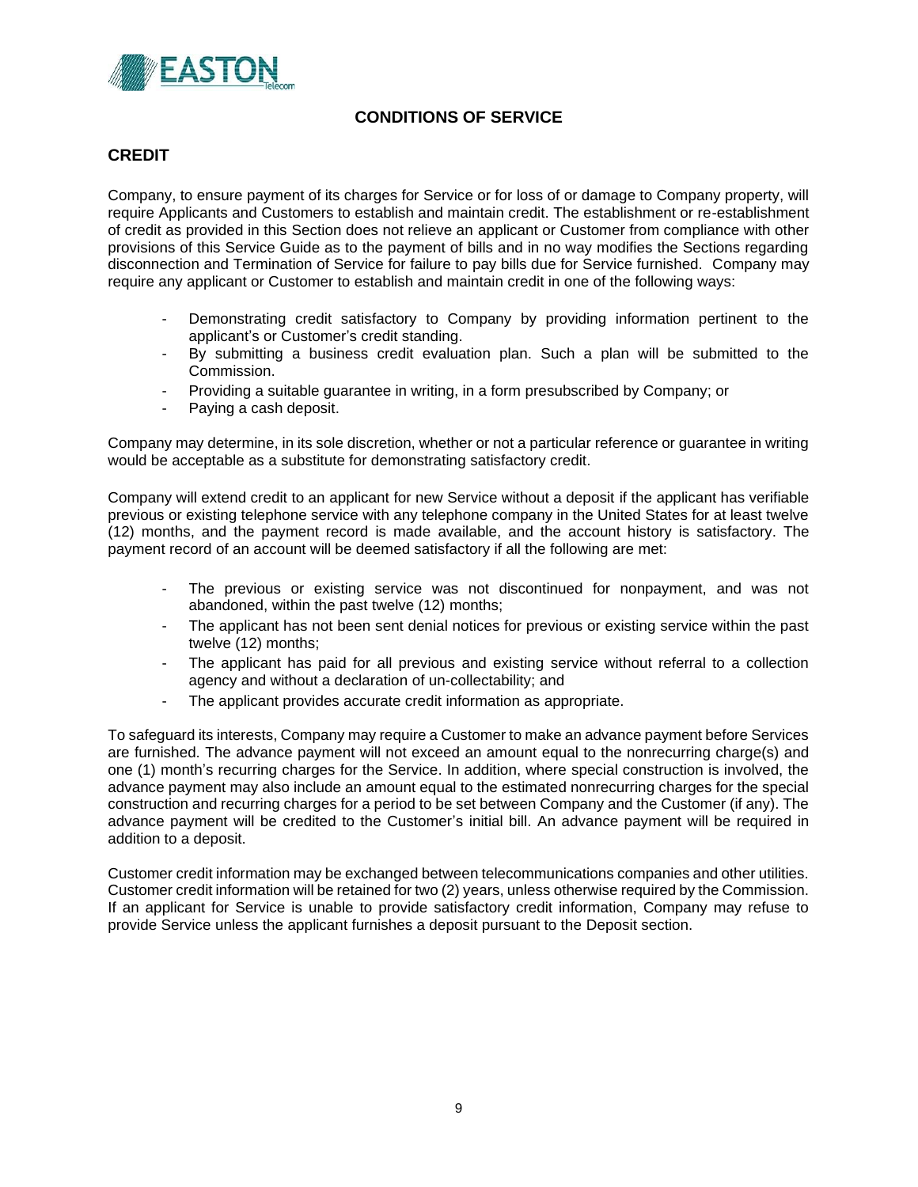## CONDITIONS OF SERVICE

### CREDIT

Company, to ensure payment of its charges for Service or for loss of or damage to Company property, will require Applicants and Customers to establish and maintain credit. The establishment or re-establishment of credit as provided in this Section does not relieve an applicant or Customer from compliance with other provisions of this Service Guide as to the payment of bills and in no way modifies the Sections regarding disconnection and Termination of Service for failure to pay bills due for Service furnished. Company may require any applicant or Customer to establish and maintain credit in one of the following ways:

- Demonstrating credit satisfactory to Company by providing information pertinent to the applicant's or Customer's credit standing.
- By submitting a business credit evaluation plan. Such a plan will be submitted to the Commission.
- Providing a suitable guarantee in writing, in a form presubscribed by Company; or
- Paying a cash deposit.

Company may determine, in its sole discretion, whether or not a particular reference or guarantee in writing would be acceptable as a substitute for demonstrating satisfactory credit.

Company will extend credit to an applicant for new Service without a deposit if the applicant has verifiable previous or existing telephone service with any telephone company in the United States for at least twelve (12) months, and the payment record is made available, and the account history is satisfactory. The payment record of an account will be deemed satisfactory if all the following are met:

- The previous or existing service was not discontinued for nonpayment, and was not abandoned, within the past twelve (12) months;
- The applicant has not been sent denial notices for previous or existing service within the past twelve (12) months;
- The applicant has paid for all previous and existing service without referral to a collection agency and without a declaration of un-collectability; and
- The applicant provides accurate credit information as appropriate.

To safeguard its interests, Company may require a Customer to make an advance payment before Services are furnished. The advance payment will not exceed an amount equal to the nonrecurring charge(s) and one (1) month's recurring charges for the Service. In addition, where special construction is involved, the advance payment may also include an amount equal to the estimated nonrecurring charges for the special construction and recurring charges for a period to be set between Company and the Customer (if any). The advance payment will be credited to the Customer's initial bill. An advance payment will be required in addition to a deposit.

Customer credit information may be exchanged between telecommunications companies and other utilities. Customer credit information will be retained for two (2) years, unless otherwise required by the Commission. If an applicant for Service is unable to provide satisfactory credit information, Company may refuse to provide Service unless the applicant furnishes a deposit pursuant to the Deposit section.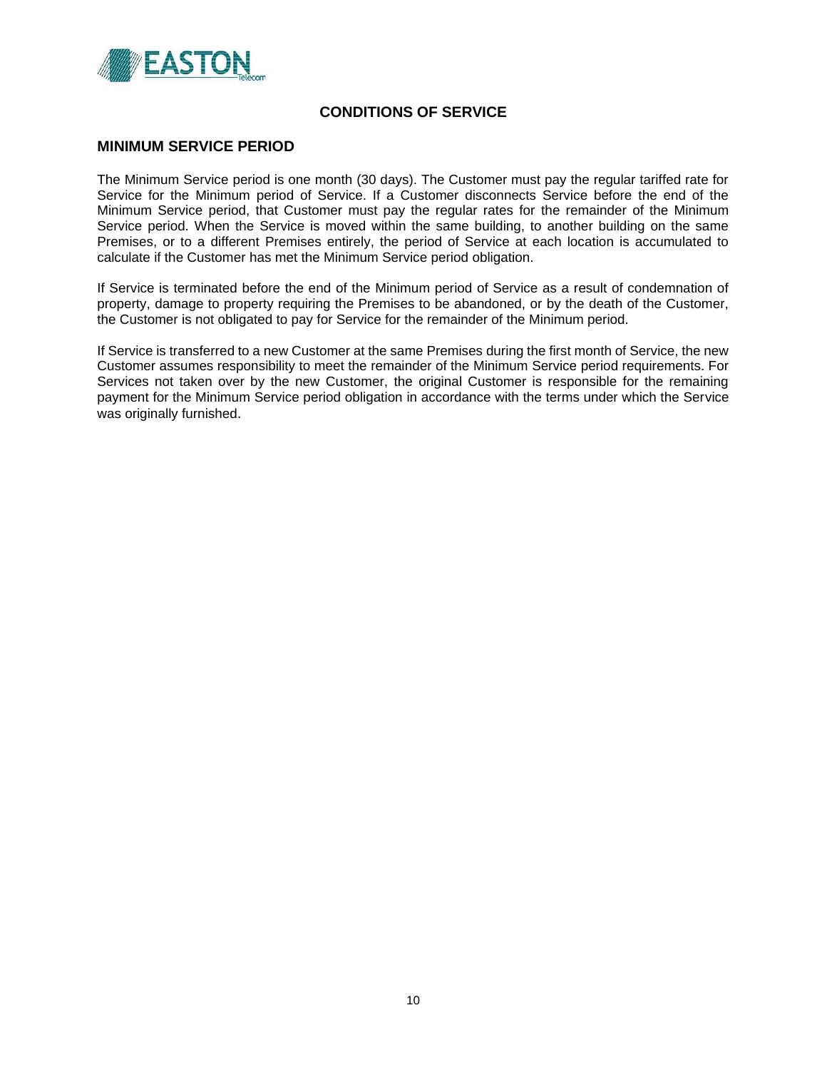# CONDITIONS OF SERVICE

## MINIMUM SERVICE PERIOD

The Minimum Service period is one month (30 days). The Customer must pay the regular tariffed rate for Service for the Minimum period of Service. If a Customer disconnects Service before the end of the Minimum Service period, that Customer must pay the regular rates for the remainder of the Minimum Service period. When the Service is moved within the same building, to another building on the same Premises, or to a different Premises entirely, the period of Service at each location is accumulated to calculate if the Customer has met the Minimum Service period obligation.

If Service is terminated before the end of the Minimum period of Service as a result of condemnation of property, damage to property requiring the Premises to be abandoned, or by the death of the Customer, the Customer is not obligated to pay for Service for the remainder of the Minimum period.

If Service is transferred to a new Customer at the same Premises during the first month of Service, the new Customer assumes responsibility to meet the remainder of the Minimum Service period requirements. For Services not taken over by the new Customer, the original Customer is responsible for the remaining payment for the Minimum Service period obligation in accordance with the terms under which the Service was originally furnished.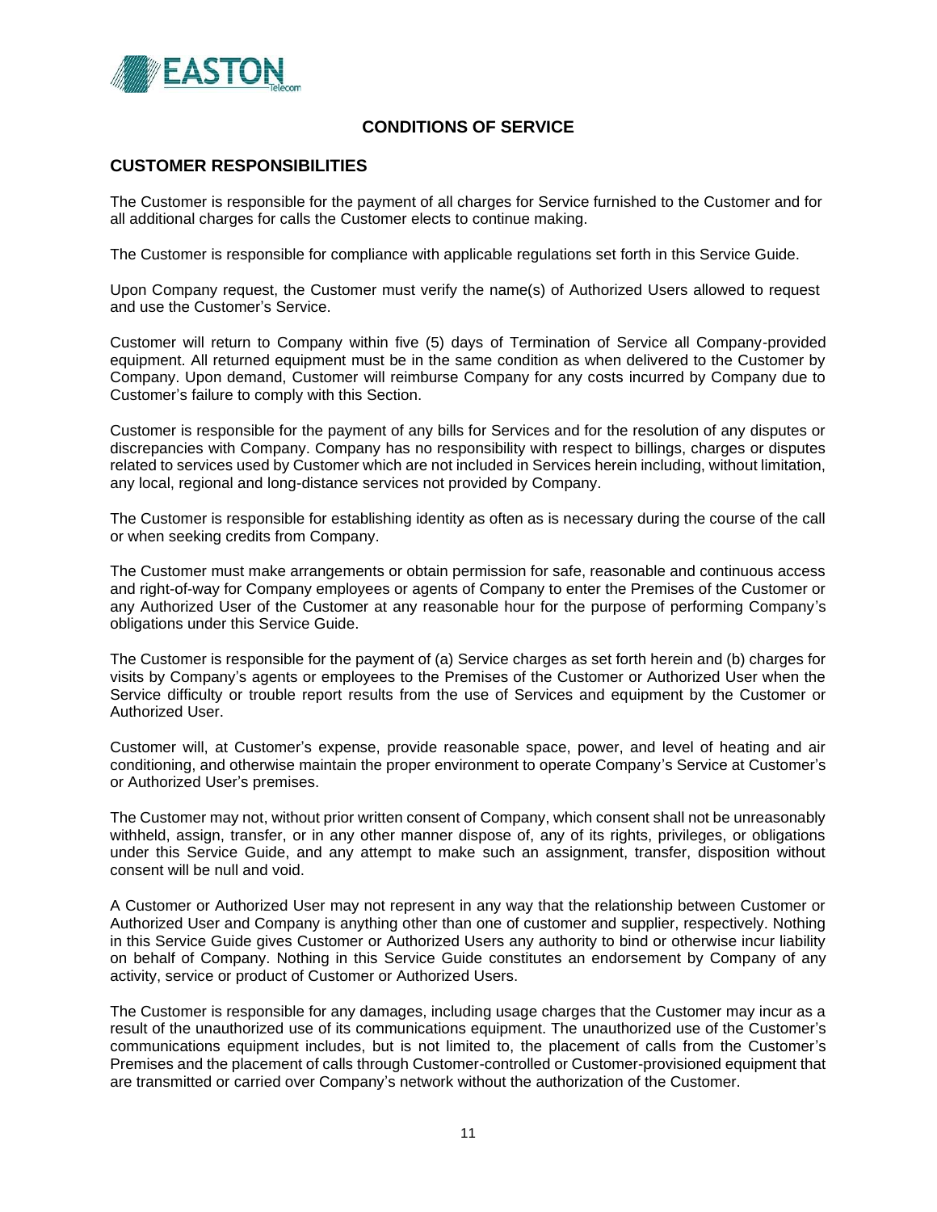# CONDITIONS OF SERVICE

## CUSTOMER RESPONSIBILITIES

The Customer is responsible for the payment of all charges for Service furnished to the Customer and for all additional charges for calls the Customer elects to continue making.

The Customer is responsible for compliance with applicable regulations set forth in this Service Guide.

Upon Company request, the Customer must verify the name(s) of Authorized Users allowed to request and use the Customer's Service.

Customer will return to Company within five (5) days of Termination of Service all Company-provided equipment. All returned equipment must be in the same condition as when delivered to the Customer by Company. Upon demand, Customer will reimburse Company for any costs incurred by Company due to Customer's failure to comply with this Section.

Customer is responsible for the payment of any bills for Services and for the resolution of any disputes or discrepancies with Company. Company has no responsibility with respect to billings, charges or disputes related to services used by Customer which are not included in Services herein including, without limitation, any local, regional and long-distance services not provided by Company.

The Customer is responsible for establishing identity as often as is necessary during the course of the call or when seeking credits from Company.

The Customer must make arrangements or obtain permission for safe, reasonable and continuous access and right-of-way for Company employees or agents of Company to enter the Premises of the Customer or any Authorized User of the Customer at any reasonable hour for the purpose of performing Company's obligations under this Service Guide.

The Customer is responsible for the payment of (a) Service charges as set forth herein and (b) charges for visits by Company's agents or employees to the Premises of the Customer or Authorized User when the Service difficulty or trouble report results from the use of Services and equipment by the Customer or Authorized User.

Customer will, at Customer's expense, provide reasonable space, power, and level of heating and air conditioning, and otherwise maintain the proper environment to operate Company's Service at Customer's or Authorized User's premises.

The Customer may not, without prior written consent of Company, which consent shall not be unreasonably withheld, assign, transfer, or in any other manner dispose of, any of its rights, privileges, or obligations under this Service Guide, and any attempt to make such an assignment, transfer, disposition without consent will be null and void.

A Customer or Authorized User may not represent in any way that the relationship between Customer or Authorized User and Company is anything other than one of customer and supplier, respectively. Nothing in this Service Guide gives Customer or Authorized Users any authority to bind or otherwise incur liability on behalf of Company. Nothing in this Service Guide constitutes an endorsement by Company of any activity, service or product of Customer or Authorized Users.

The Customer is responsible for any damages, including usage charges that the Customer may incur as a result of the unauthorized use of its communications equipment. The unauthorized use of the Customer's communications equipment includes, but is not limited to, the placement of calls from the Customer's Premises and the placement of calls through Customer-controlled or Customer-provisioned equipment that are transmitted or carried over Company's network without the authorization of the Customer.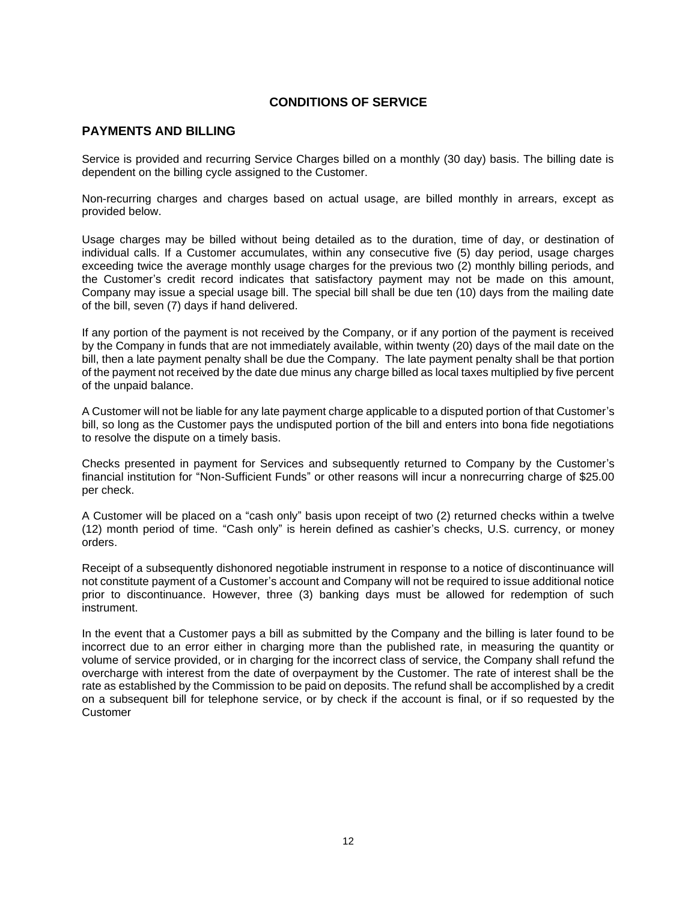# CONDITIONS OF SERVICE

## PAYMENTS AND BILLING

Service is provided and recurring Service Charges billed on a monthly (30 day) basis. The billing date is dependent on the billing cycle assigned to the Customer.

Non-recurring charges and charges based on actual usage, are billed monthly in arrears, except as provided below.

Usage charges may be billed without being detailed as to the duration, time of day, or destination of individual calls. If a Customer accumulates, within any consecutive five (5) day period, usage charges exceeding twice the average monthly usage charges for the previous two (2) monthly billing periods, and the Customer's credit record indicates that satisfactory payment may not be made on this amount, Company may issue a special usage bill. The special bill shall be due ten (10) days from the mailing date of the bill, seven (7) days if hand delivered.

If any portion of the payment is not received by the Company, or if any portion of the payment is received by the Company in funds that are not immediately available, within twenty (20) days of the mail date on the bill, then a late payment penalty shall be due the Company. The late payment penalty shall be that portion of the payment not received by the date due minus any charge billed as local taxes multiplied by five percent of the unpaid balance.

A Customer will not be liable for any late payment charge applicable to a disputed portion of that Customer's bill, so long as the Customer pays the undisputed portion of the bill and enters into bona fide negotiations to resolve the dispute on a timely basis.

Checks presented in payment for Services and subsequently returned to Company by the Customer's financial institution for "Non-Sufficient Funds" or other reasons will incur a nonrecurring charge of $25.00 per check.

A Customer will be placed on a "cash only" basis upon receipt of two (2) returned checks within a twelve (12) month period of time. "Cash only" is herein defined as cashier's checks, U.S. currency, or money orders.

Receipt of a subsequently dishonored negotiable instrument in response to a notice of discontinuance will not constitute payment of a Customer's account and Company will not be required to issue additional notice prior to discontinuance. However, three (3) banking days must be allowed for redemption of such instrument.

In the event that a Customer pays a bill as submitted by the Company and the billing is later found to be incorrect due to an error either in charging more than the published rate, in measuring the quantity or volume of service provided, or in charging for the incorrect class of service, the Company shall refund the overcharge with interest from the date of overpayment by the Customer. The rate of interest shall be the rate as established by the Commission to be paid on deposits. The refund shall be accomplished by a credit on a subsequent bill for telephone service, or by check if the account is final, or if so requested by the Customer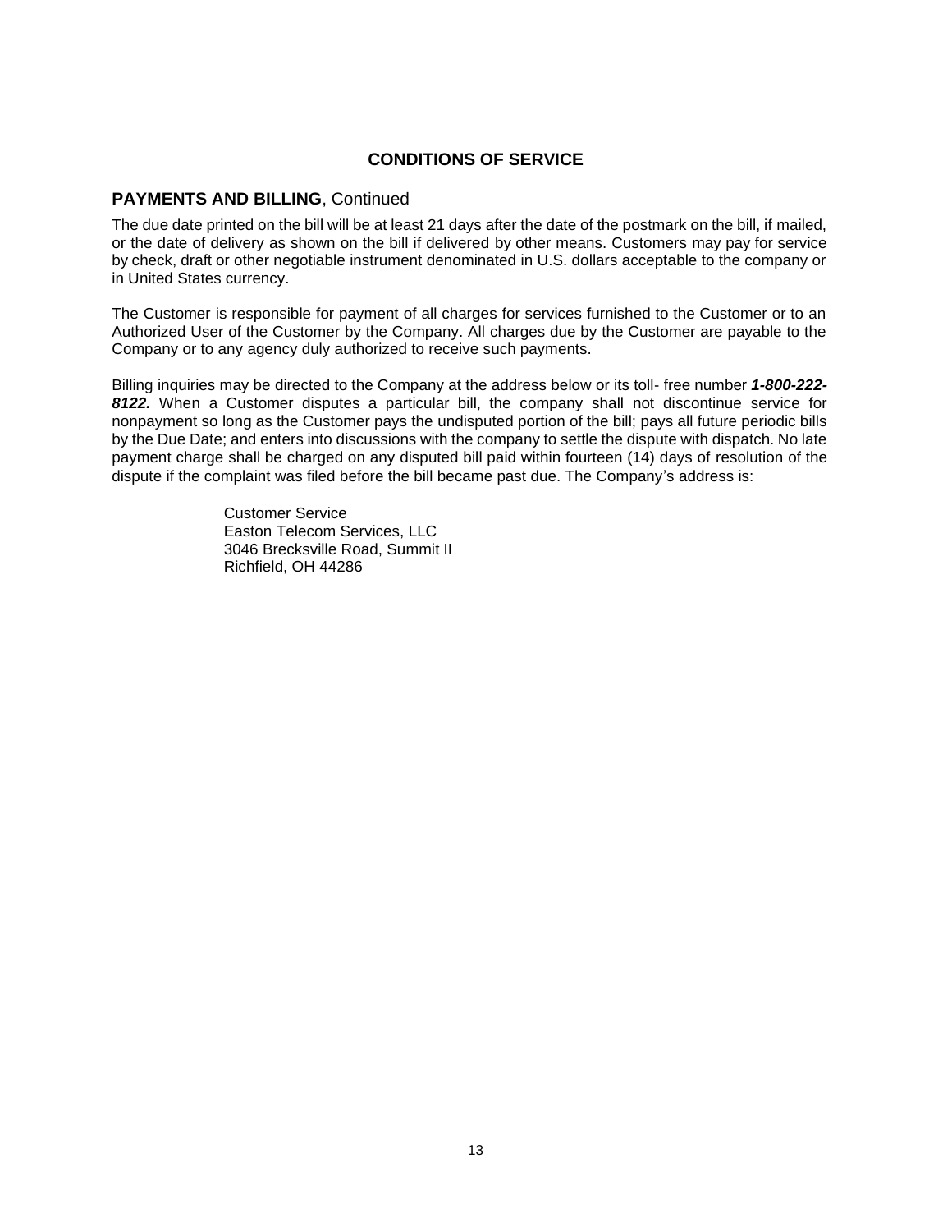# CONDITIONS OF SERVICE

## PAYMENTS AND BILLING, Continued

The due date printed on the bill will be at least 21 days after the date of the postmark on the bill, if mailed, or the date of delivery as shown on the bill if delivered by other means. Customers may pay for service by check, draft or other negotiable instrument denominated in U.S. dollars acceptable to the company or in United States currency.

The Customer is responsible for payment of all charges for services furnished to the Customer or to an Authorized User of the Customer by the Company. All charges due by the Customer are payable to the Company or to any agency duly authorized to receive such payments.

Billing inquiries may be directed to the Company at the address below or its toll- free number ***1-800-222-8122.*** When a Customer disputes a particular bill, the company shall not discontinue service for nonpayment so long as the Customer pays the undisputed portion of the bill; pays all future periodic bills by the Due Date; and enters into discussions with the company to settle the dispute with dispatch. No late payment charge shall be charged on any disputed bill paid within fourteen (14) days of resolution of the dispute if the complaint was filed before the bill became past due. The Company's address is:

Customer Service
Easton Telecom Services, LLC
3046 Brecksville Road, Summit II
Richfield, OH 44286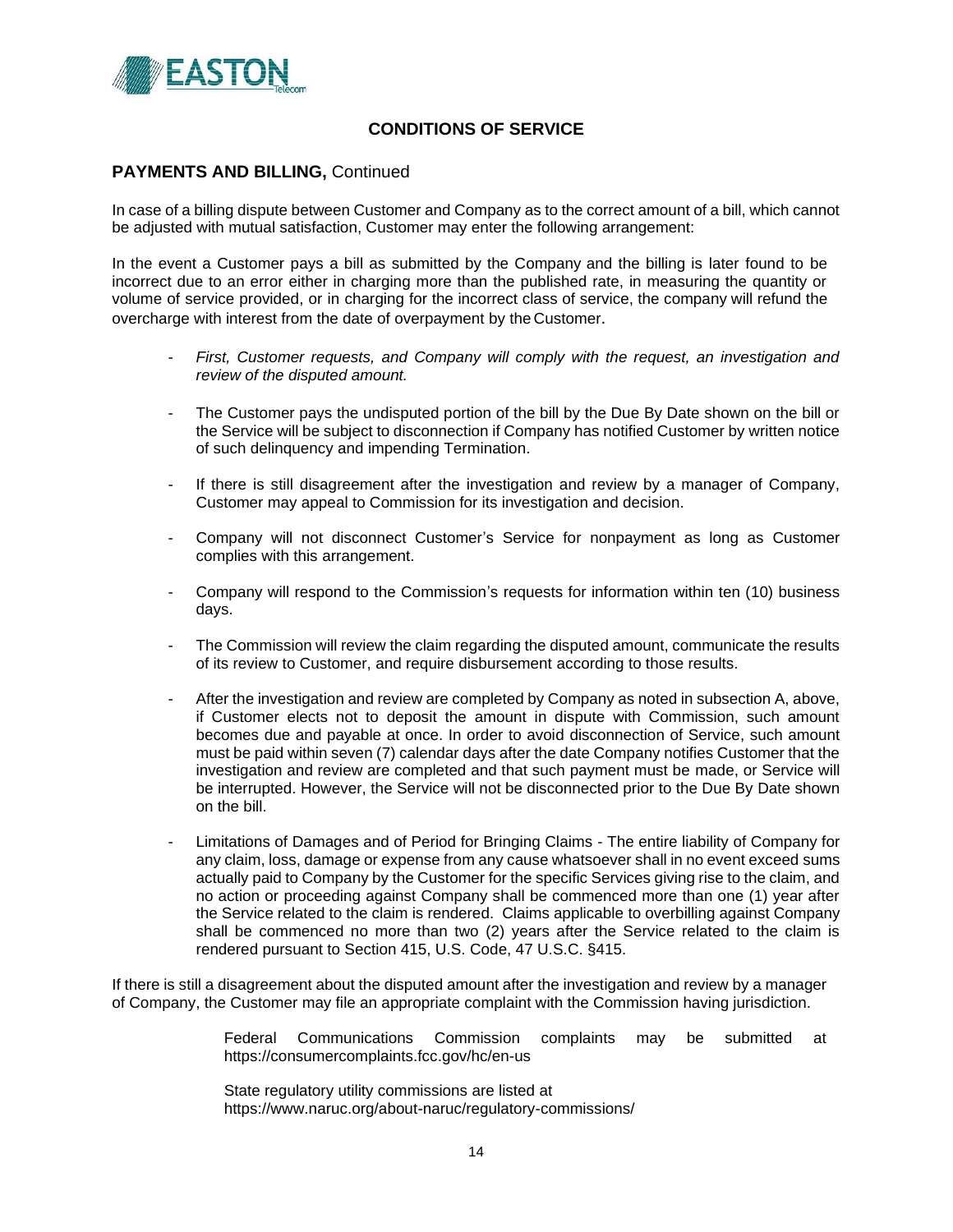## CONDITIONS OF SERVICE

### PAYMENTS AND BILLING, Continued

In case of a billing dispute between Customer and Company as to the correct amount of a bill, which cannot be adjusted with mutual satisfaction, Customer may enter the following arrangement:

In the event a Customer pays a bill as submitted by the Company and the billing is later found to be incorrect due to an error either in charging more than the published rate, in measuring the quantity or volume of service provided, or in charging for the incorrect class of service, the company will refund the overcharge with interest from the date of overpayment by the Customer.

- *First, Customer requests, and Company will comply with the request, an investigation and review of the disputed amount.*
- The Customer pays the undisputed portion of the bill by the Due By Date shown on the bill or the Service will be subject to disconnection if Company has notified Customer by written notice of such delinquency and impending Termination.
- If there is still disagreement after the investigation and review by a manager of Company, Customer may appeal to Commission for its investigation and decision.
- Company will not disconnect Customer's Service for nonpayment as long as Customer complies with this arrangement.
- Company will respond to the Commission's requests for information within ten (10) business days.
- The Commission will review the claim regarding the disputed amount, communicate the results of its review to Customer, and require disbursement according to those results.
- After the investigation and review are completed by Company as noted in subsection A, above, if Customer elects not to deposit the amount in dispute with Commission, such amount becomes due and payable at once. In order to avoid disconnection of Service, such amount must be paid within seven (7) calendar days after the date Company notifies Customer that the investigation and review are completed and that such payment must be made, or Service will be interrupted. However, the Service will not be disconnected prior to the Due By Date shown on the bill.
- Limitations of Damages and of Period for Bringing Claims - The entire liability of Company for any claim, loss, damage or expense from any cause whatsoever shall in no event exceed sums actually paid to Company by the Customer for the specific Services giving rise to the claim, and no action or proceeding against Company shall be commenced more than one (1) year after the Service related to the claim is rendered. Claims applicable to overbilling against Company shall be commenced no more than two (2) years after the Service related to the claim is rendered pursuant to Section 415, U.S. Code, 47 U.S.C. §415.

If there is still a disagreement about the disputed amount after the investigation and review by a manager of Company, the Customer may file an appropriate complaint with the Commission having jurisdiction.

> Federal Communications Commission complaints may be submitted at https://consumercomplaints.fcc.gov/hc/en-us
>
> State regulatory utility commissions are listed at https://www.naruc.org/about-naruc/regulatory-commissions/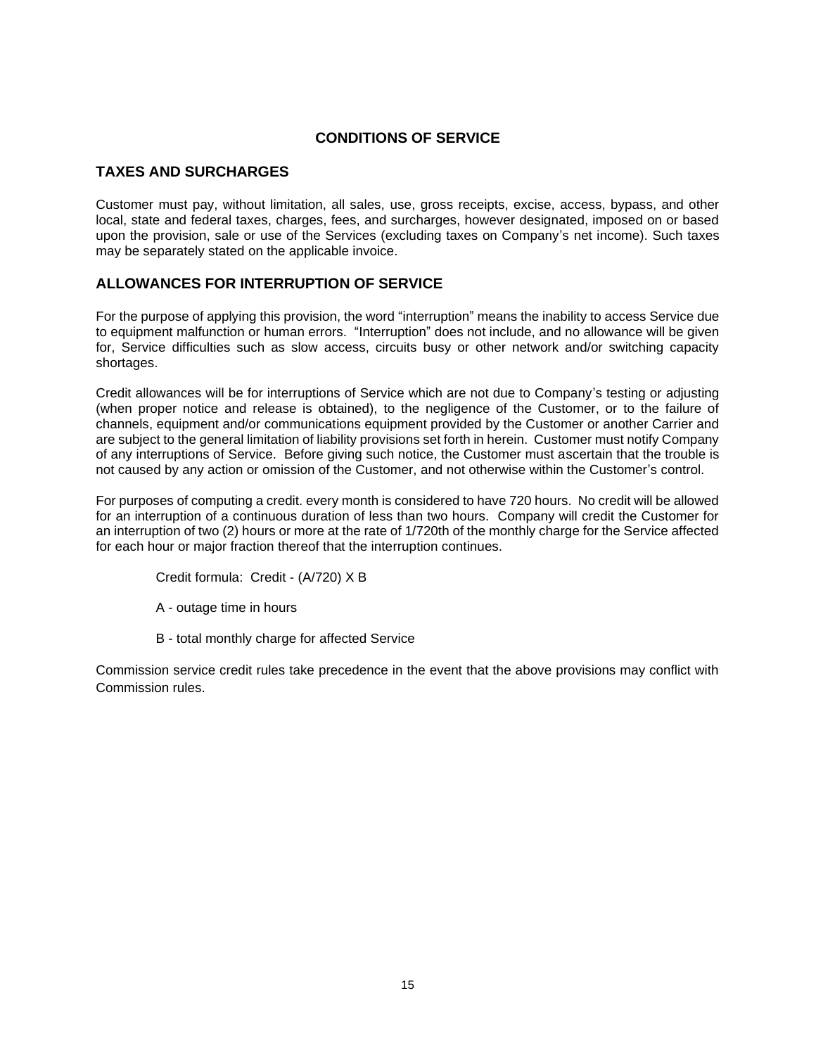# CONDITIONS OF SERVICE

## TAXES AND SURCHARGES

Customer must pay, without limitation, all sales, use, gross receipts, excise, access, bypass, and other local, state and federal taxes, charges, fees, and surcharges, however designated, imposed on or based upon the provision, sale or use of the Services (excluding taxes on Company's net income). Such taxes may be separately stated on the applicable invoice.

## ALLOWANCES FOR INTERRUPTION OF SERVICE

For the purpose of applying this provision, the word "interruption" means the inability to access Service due to equipment malfunction or human errors. "Interruption" does not include, and no allowance will be given for, Service difficulties such as slow access, circuits busy or other network and/or switching capacity shortages.

Credit allowances will be for interruptions of Service which are not due to Company's testing or adjusting (when proper notice and release is obtained), to the negligence of the Customer, or to the failure of channels, equipment and/or communications equipment provided by the Customer or another Carrier and are subject to the general limitation of liability provisions set forth in herein. Customer must notify Company of any interruptions of Service. Before giving such notice, the Customer must ascertain that the trouble is not caused by any action or omission of the Customer, and not otherwise within the Customer's control.

For purposes of computing a credit. every month is considered to have 720 hours. No credit will be allowed for an interruption of a continuous duration of less than two hours. Company will credit the Customer for an interruption of two (2) hours or more at the rate of 1/720th of the monthly charge for the Service affected for each hour or major fraction thereof that the interruption continues.

Credit formula: Credit - (A/720) X B

A - outage time in hours

B - total monthly charge for affected Service

Commission service credit rules take precedence in the event that the above provisions may conflict with Commission rules.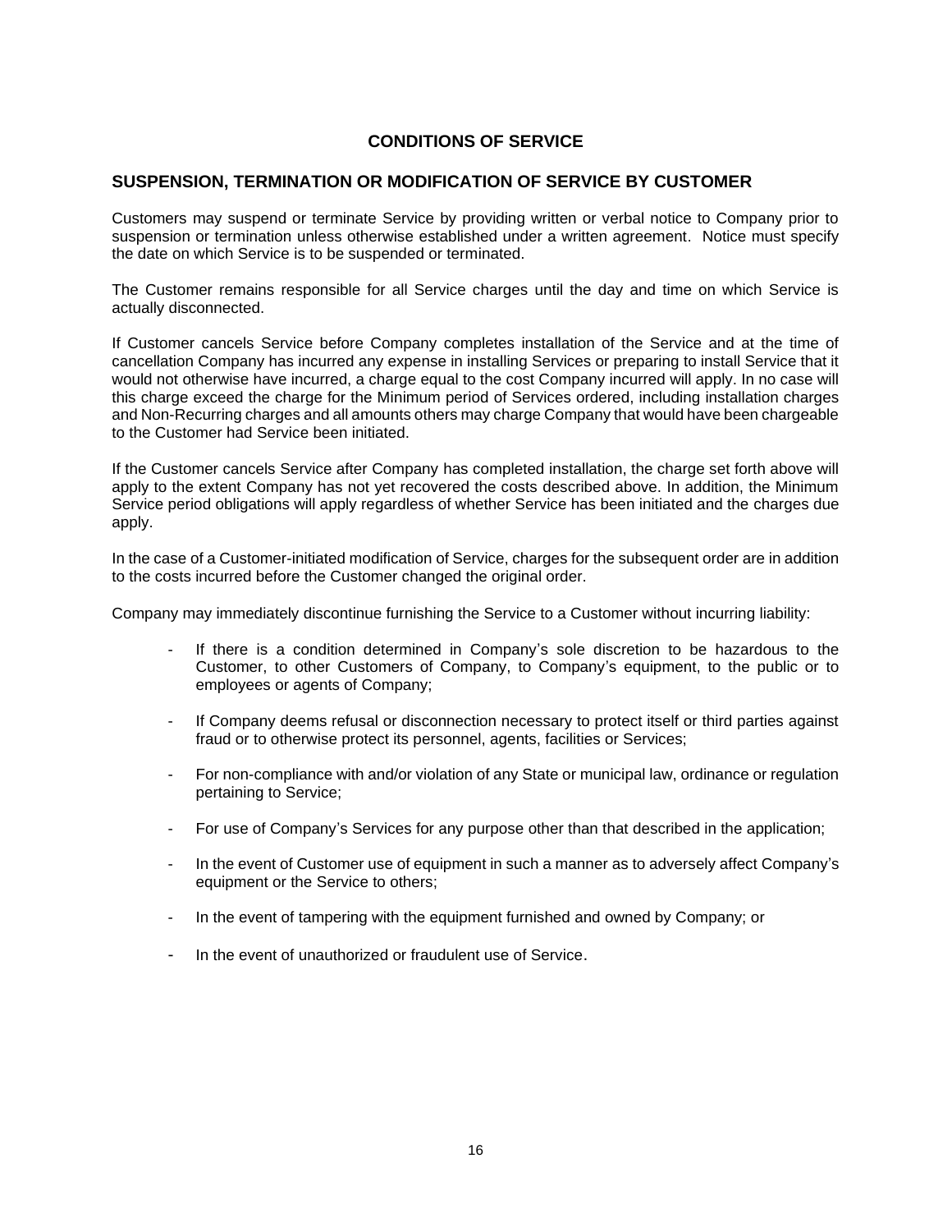# CONDITIONS OF SERVICE

## SUSPENSION, TERMINATION OR MODIFICATION OF SERVICE BY CUSTOMER

Customers may suspend or terminate Service by providing written or verbal notice to Company prior to suspension or termination unless otherwise established under a written agreement. Notice must specify the date on which Service is to be suspended or terminated.

The Customer remains responsible for all Service charges until the day and time on which Service is actually disconnected.

If Customer cancels Service before Company completes installation of the Service and at the time of cancellation Company has incurred any expense in installing Services or preparing to install Service that it would not otherwise have incurred, a charge equal to the cost Company incurred will apply. In no case will this charge exceed the charge for the Minimum period of Services ordered, including installation charges and Non-Recurring charges and all amounts others may charge Company that would have been chargeable to the Customer had Service been initiated.

If the Customer cancels Service after Company has completed installation, the charge set forth above will apply to the extent Company has not yet recovered the costs described above. In addition, the Minimum Service period obligations will apply regardless of whether Service has been initiated and the charges due apply.

In the case of a Customer-initiated modification of Service, charges for the subsequent order are in addition to the costs incurred before the Customer changed the original order.

Company may immediately discontinue furnishing the Service to a Customer without incurring liability:

- If there is a condition determined in Company's sole discretion to be hazardous to the Customer, to other Customers of Company, to Company's equipment, to the public or to employees or agents of Company;
- If Company deems refusal or disconnection necessary to protect itself or third parties against fraud or to otherwise protect its personnel, agents, facilities or Services;
- For non-compliance with and/or violation of any State or municipal law, ordinance or regulation pertaining to Service;
- For use of Company's Services for any purpose other than that described in the application;
- In the event of Customer use of equipment in such a manner as to adversely affect Company's equipment or the Service to others;
- In the event of tampering with the equipment furnished and owned by Company; or
- In the event of unauthorized or fraudulent use of Service.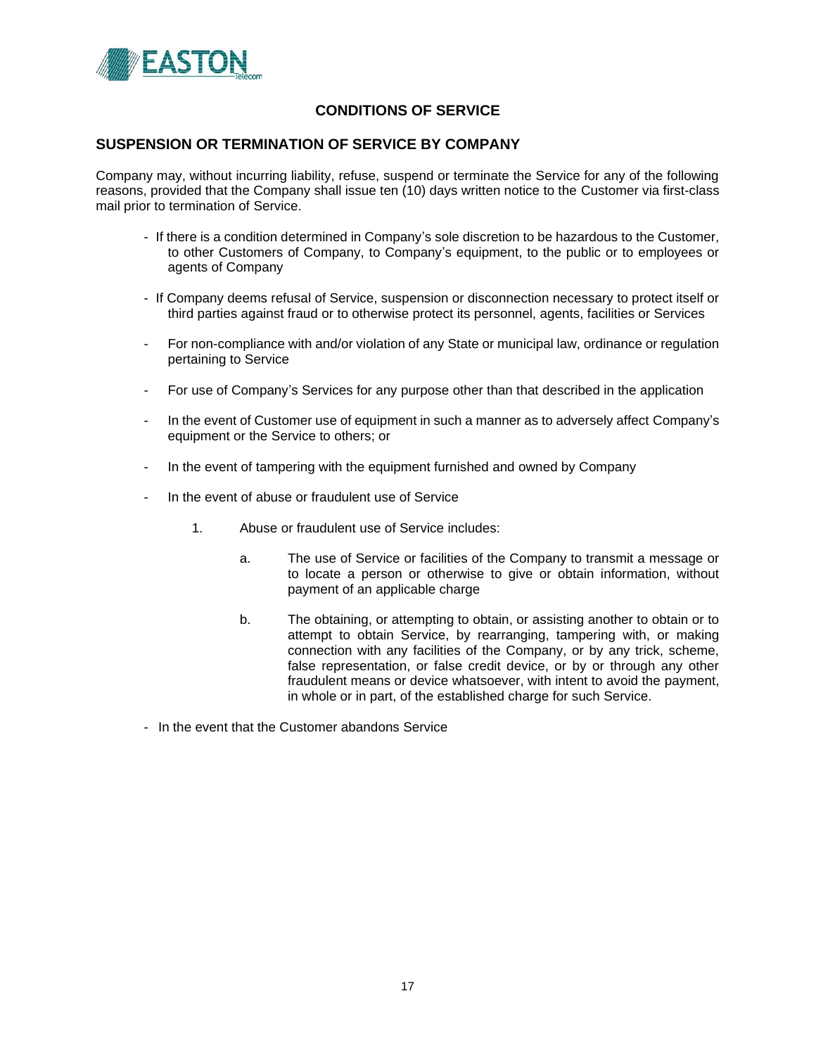## CONDITIONS OF SERVICE

### SUSPENSION OR TERMINATION OF SERVICE BY COMPANY

Company may, without incurring liability, refuse, suspend or terminate the Service for any of the following reasons, provided that the Company shall issue ten (10) days written notice to the Customer via first-class mail prior to termination of Service.

- If there is a condition determined in Company's sole discretion to be hazardous to the Customer, to other Customers of Company, to Company's equipment, to the public or to employees or agents of Company
- If Company deems refusal of Service, suspension or disconnection necessary to protect itself or third parties against fraud or to otherwise protect its personnel, agents, facilities or Services
- For non-compliance with and/or violation of any State or municipal law, ordinance or regulation pertaining to Service
- For use of Company's Services for any purpose other than that described in the application
- In the event of Customer use of equipment in such a manner as to adversely affect Company's equipment or the Service to others; or
- In the event of tampering with the equipment furnished and owned by Company
- In the event of abuse or fraudulent use of Service
  1. Abuse or fraudulent use of Service includes:
     a. The use of Service or facilities of the Company to transmit a message or to locate a person or otherwise to give or obtain information, without payment of an applicable charge
     b. The obtaining, or attempting to obtain, or assisting another to obtain or to attempt to obtain Service, by rearranging, tampering with, or making connection with any facilities of the Company, or by any trick, scheme, false representation, or false credit device, or by or through any other fraudulent means or device whatsoever, with intent to avoid the payment, in whole or in part, of the established charge for such Service.
- In the event that the Customer abandons Service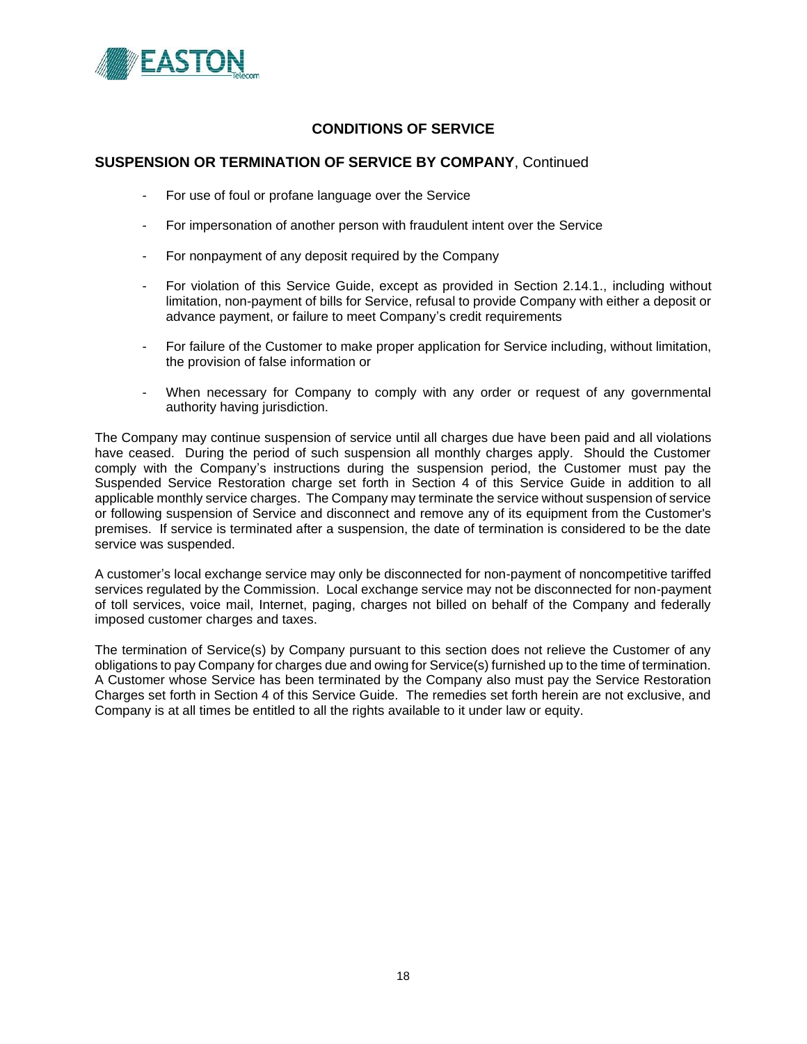## CONDITIONS OF SERVICE

### SUSPENSION OR TERMINATION OF SERVICE BY COMPANY, Continued

- For use of foul or profane language over the Service
- For impersonation of another person with fraudulent intent over the Service
- For nonpayment of any deposit required by the Company
- For violation of this Service Guide, except as provided in Section 2.14.1., including without limitation, non-payment of bills for Service, refusal to provide Company with either a deposit or advance payment, or failure to meet Company's credit requirements
- For failure of the Customer to make proper application for Service including, without limitation, the provision of false information or
- When necessary for Company to comply with any order or request of any governmental authority having jurisdiction.

The Company may continue suspension of service until all charges due have been paid and all violations have ceased. During the period of such suspension all monthly charges apply. Should the Customer comply with the Company's instructions during the suspension period, the Customer must pay the Suspended Service Restoration charge set forth in Section 4 of this Service Guide in addition to all applicable monthly service charges. The Company may terminate the service without suspension of service or following suspension of Service and disconnect and remove any of its equipment from the Customer's premises. If service is terminated after a suspension, the date of termination is considered to be the date service was suspended.

A customer's local exchange service may only be disconnected for non-payment of noncompetitive tariffed services regulated by the Commission. Local exchange service may not be disconnected for non-payment of toll services, voice mail, Internet, paging, charges not billed on behalf of the Company and federally imposed customer charges and taxes.

The termination of Service(s) by Company pursuant to this section does not relieve the Customer of any obligations to pay Company for charges due and owing for Service(s) furnished up to the time of termination. A Customer whose Service has been terminated by the Company also must pay the Service Restoration Charges set forth in Section 4 of this Service Guide. The remedies set forth herein are not exclusive, and Company is at all times be entitled to all the rights available to it under law or equity.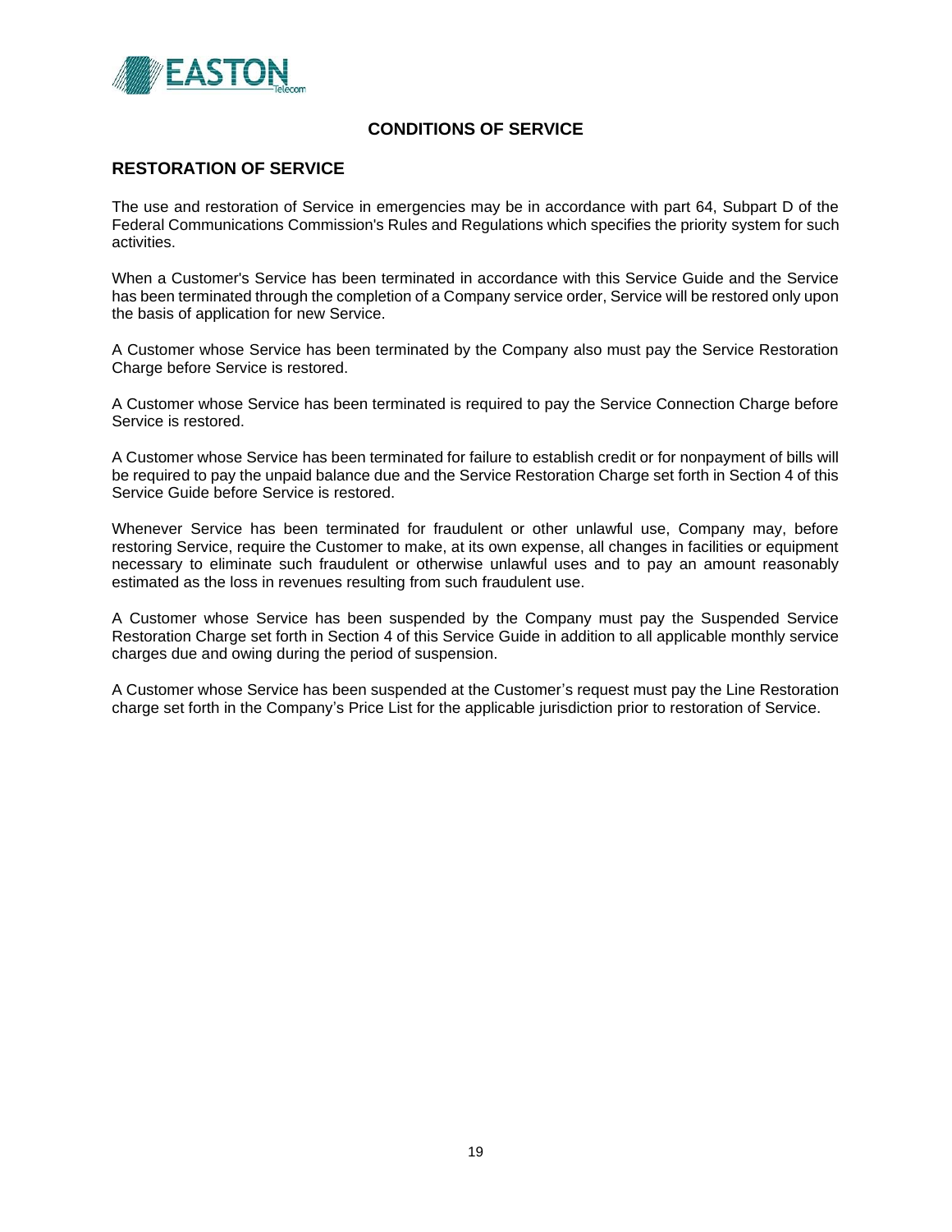## CONDITIONS OF SERVICE

### RESTORATION OF SERVICE

The use and restoration of Service in emergencies may be in accordance with part 64, Subpart D of the Federal Communications Commission's Rules and Regulations which specifies the priority system for such activities.

When a Customer's Service has been terminated in accordance with this Service Guide and the Service has been terminated through the completion of a Company service order, Service will be restored only upon the basis of application for new Service.

A Customer whose Service has been terminated by the Company also must pay the Service Restoration Charge before Service is restored.

A Customer whose Service has been terminated is required to pay the Service Connection Charge before Service is restored.

A Customer whose Service has been terminated for failure to establish credit or for nonpayment of bills will be required to pay the unpaid balance due and the Service Restoration Charge set forth in Section 4 of this Service Guide before Service is restored.

Whenever Service has been terminated for fraudulent or other unlawful use, Company may, before restoring Service, require the Customer to make, at its own expense, all changes in facilities or equipment necessary to eliminate such fraudulent or otherwise unlawful uses and to pay an amount reasonably estimated as the loss in revenues resulting from such fraudulent use.

A Customer whose Service has been suspended by the Company must pay the Suspended Service Restoration Charge set forth in Section 4 of this Service Guide in addition to all applicable monthly service charges due and owing during the period of suspension.

A Customer whose Service has been suspended at the Customer's request must pay the Line Restoration charge set forth in the Company's Price List for the applicable jurisdiction prior to restoration of Service.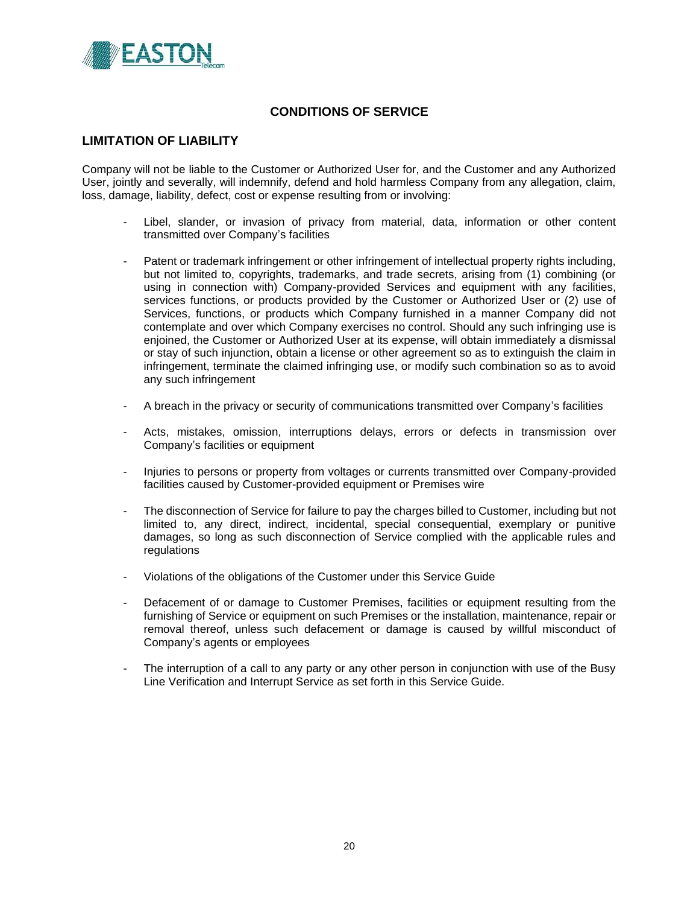## CONDITIONS OF SERVICE

### LIMITATION OF LIABILITY

Company will not be liable to the Customer or Authorized User for, and the Customer and any Authorized User, jointly and severally, will indemnify, defend and hold harmless Company from any allegation, claim, loss, damage, liability, defect, cost or expense resulting from or involving:

- Libel, slander, or invasion of privacy from material, data, information or other content transmitted over Company's facilities
- Patent or trademark infringement or other infringement of intellectual property rights including, but not limited to, copyrights, trademarks, and trade secrets, arising from (1) combining (or using in connection with) Company-provided Services and equipment with any facilities, services functions, or products provided by the Customer or Authorized User or (2) use of Services, functions, or products which Company furnished in a manner Company did not contemplate and over which Company exercises no control. Should any such infringing use is enjoined, the Customer or Authorized User at its expense, will obtain immediately a dismissal or stay of such injunction, obtain a license or other agreement so as to extinguish the claim in infringement, terminate the claimed infringing use, or modify such combination so as to avoid any such infringement
- A breach in the privacy or security of communications transmitted over Company's facilities
- Acts, mistakes, omission, interruptions delays, errors or defects in transmission over Company's facilities or equipment
- Injuries to persons or property from voltages or currents transmitted over Company-provided facilities caused by Customer-provided equipment or Premises wire
- The disconnection of Service for failure to pay the charges billed to Customer, including but not limited to, any direct, indirect, incidental, special consequential, exemplary or punitive damages, so long as such disconnection of Service complied with the applicable rules and regulations
- Violations of the obligations of the Customer under this Service Guide
- Defacement of or damage to Customer Premises, facilities or equipment resulting from the furnishing of Service or equipment on such Premises or the installation, maintenance, repair or removal thereof, unless such defacement or damage is caused by willful misconduct of Company's agents or employees
- The interruption of a call to any party or any other person in conjunction with use of the Busy Line Verification and Interrupt Service as set forth in this Service Guide.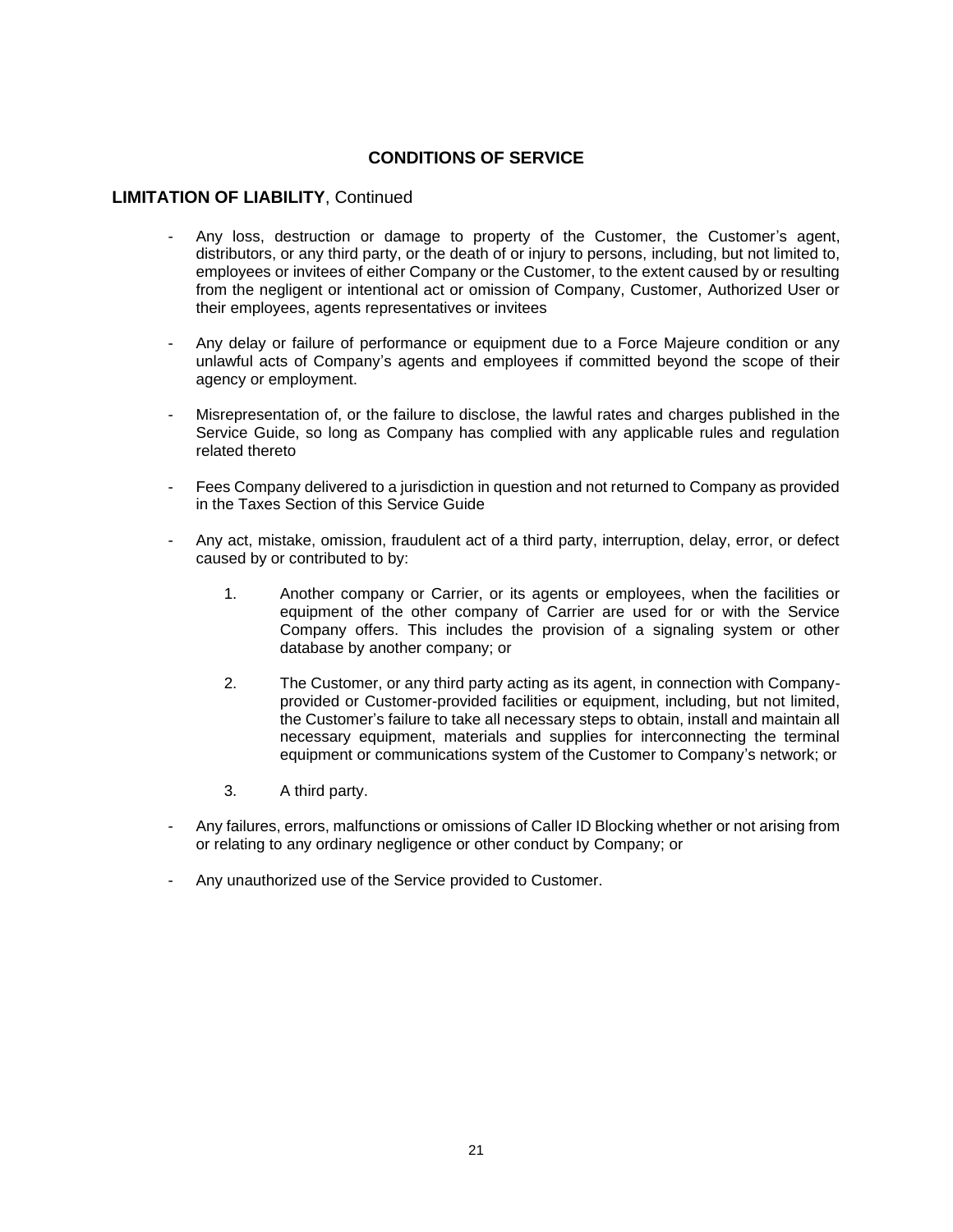# CONDITIONS OF SERVICE

## LIMITATION OF LIABILITY, Continued

- Any loss, destruction or damage to property of the Customer, the Customer's agent, distributors, or any third party, or the death of or injury to persons, including, but not limited to, employees or invitees of either Company or the Customer, to the extent caused by or resulting from the negligent or intentional act or omission of Company, Customer, Authorized User or their employees, agents representatives or invitees

- Any delay or failure of performance or equipment due to a Force Majeure condition or any unlawful acts of Company's agents and employees if committed beyond the scope of their agency or employment.

- Misrepresentation of, or the failure to disclose, the lawful rates and charges published in the Service Guide, so long as Company has complied with any applicable rules and regulation related thereto

- Fees Company delivered to a jurisdiction in question and not returned to Company as provided in the Taxes Section of this Service Guide

- Any act, mistake, omission, fraudulent act of a third party, interruption, delay, error, or defect caused by or contributed to by:

    1. Another company or Carrier, or its agents or employees, when the facilities or equipment of the other company of Carrier are used for or with the Service Company offers. This includes the provision of a signaling system or other database by another company; or

    2. The Customer, or any third party acting as its agent, in connection with Company-provided or Customer-provided facilities or equipment, including, but not limited, the Customer's failure to take all necessary steps to obtain, install and maintain all necessary equipment, materials and supplies for interconnecting the terminal equipment or communications system of the Customer to Company's network; or

    3. A third party.

- Any failures, errors, malfunctions or omissions of Caller ID Blocking whether or not arising from or relating to any ordinary negligence or other conduct by Company; or

- Any unauthorized use of the Service provided to Customer.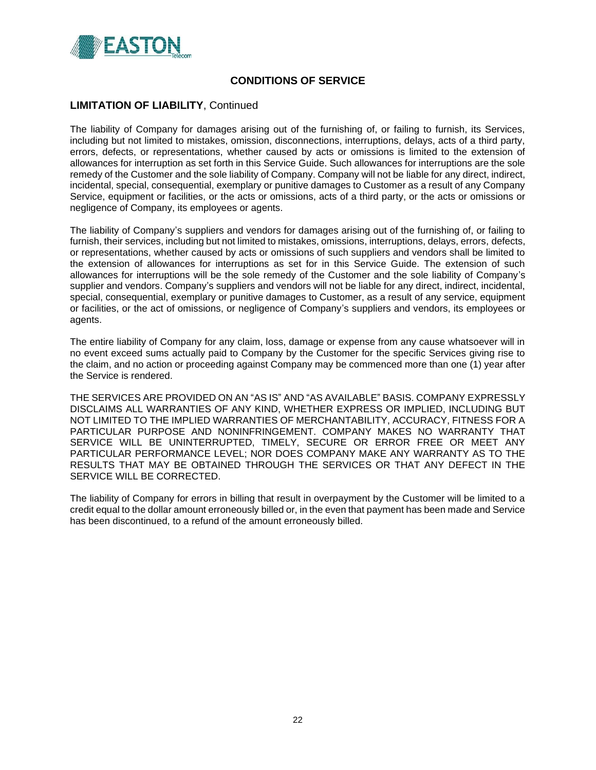## CONDITIONS OF SERVICE

### LIMITATION OF LIABILITY, Continued

The liability of Company for damages arising out of the furnishing of, or failing to furnish, its Services, including but not limited to mistakes, omission, disconnections, interruptions, delays, acts of a third party, errors, defects, or representations, whether caused by acts or omissions is limited to the extension of allowances for interruption as set forth in this Service Guide. Such allowances for interruptions are the sole remedy of the Customer and the sole liability of Company. Company will not be liable for any direct, indirect, incidental, special, consequential, exemplary or punitive damages to Customer as a result of any Company Service, equipment or facilities, or the acts or omissions, acts of a third party, or the acts or omissions or negligence of Company, its employees or agents.

The liability of Company's suppliers and vendors for damages arising out of the furnishing of, or failing to furnish, their services, including but not limited to mistakes, omissions, interruptions, delays, errors, defects, or representations, whether caused by acts or omissions of such suppliers and vendors shall be limited to the extension of allowances for interruptions as set for in this Service Guide. The extension of such allowances for interruptions will be the sole remedy of the Customer and the sole liability of Company's supplier and vendors. Company's suppliers and vendors will not be liable for any direct, indirect, incidental, special, consequential, exemplary or punitive damages to Customer, as a result of any service, equipment or facilities, or the act of omissions, or negligence of Company's suppliers and vendors, its employees or agents.

The entire liability of Company for any claim, loss, damage or expense from any cause whatsoever will in no event exceed sums actually paid to Company by the Customer for the specific Services giving rise to the claim, and no action or proceeding against Company may be commenced more than one (1) year after the Service is rendered.

THE SERVICES ARE PROVIDED ON AN "AS IS" AND "AS AVAILABLE" BASIS. COMPANY EXPRESSLY DISCLAIMS ALL WARRANTIES OF ANY KIND, WHETHER EXPRESS OR IMPLIED, INCLUDING BUT NOT LIMITED TO THE IMPLIED WARRANTIES OF MERCHANTABILITY, ACCURACY, FITNESS FOR A PARTICULAR PURPOSE AND NONINFRINGEMENT. COMPANY MAKES NO WARRANTY THAT SERVICE WILL BE UNINTERRUPTED, TIMELY, SECURE OR ERROR FREE OR MEET ANY PARTICULAR PERFORMANCE LEVEL; NOR DOES COMPANY MAKE ANY WARRANTY AS TO THE RESULTS THAT MAY BE OBTAINED THROUGH THE SERVICES OR THAT ANY DEFECT IN THE SERVICE WILL BE CORRECTED.

The liability of Company for errors in billing that result in overpayment by the Customer will be limited to a credit equal to the dollar amount erroneously billed or, in the even that payment has been made and Service has been discontinued, to a refund of the amount erroneously billed.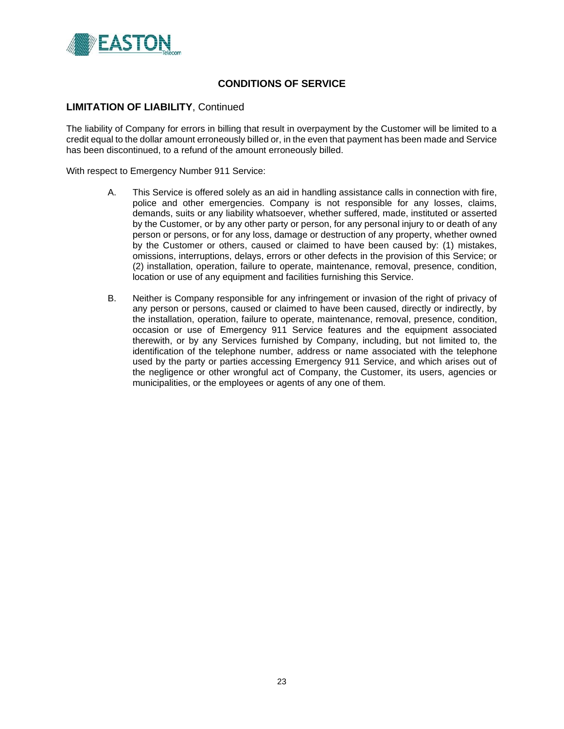## CONDITIONS OF SERVICE

### **LIMITATION OF LIABILITY**, Continued

The liability of Company for errors in billing that result in overpayment by the Customer will be limited to a credit equal to the dollar amount erroneously billed or, in the even that payment has been made and Service has been discontinued, to a refund of the amount erroneously billed.

With respect to Emergency Number 911 Service:

A. This Service is offered solely as an aid in handling assistance calls in connection with fire, police and other emergencies. Company is not responsible for any losses, claims, demands, suits or any liability whatsoever, whether suffered, made, instituted or asserted by the Customer, or by any other party or person, for any personal injury to or death of any person or persons, or for any loss, damage or destruction of any property, whether owned by the Customer or others, caused or claimed to have been caused by: (1) mistakes, omissions, interruptions, delays, errors or other defects in the provision of this Service; or (2) installation, operation, failure to operate, maintenance, removal, presence, condition, location or use of any equipment and facilities furnishing this Service.

B. Neither is Company responsible for any infringement or invasion of the right of privacy of any person or persons, caused or claimed to have been caused, directly or indirectly, by the installation, operation, failure to operate, maintenance, removal, presence, condition, occasion or use of Emergency 911 Service features and the equipment associated therewith, or by any Services furnished by Company, including, but not limited to, the identification of the telephone number, address or name associated with the telephone used by the party or parties accessing Emergency 911 Service, and which arises out of the negligence or other wrongful act of Company, the Customer, its users, agencies or municipalities, or the employees or agents of any one of them.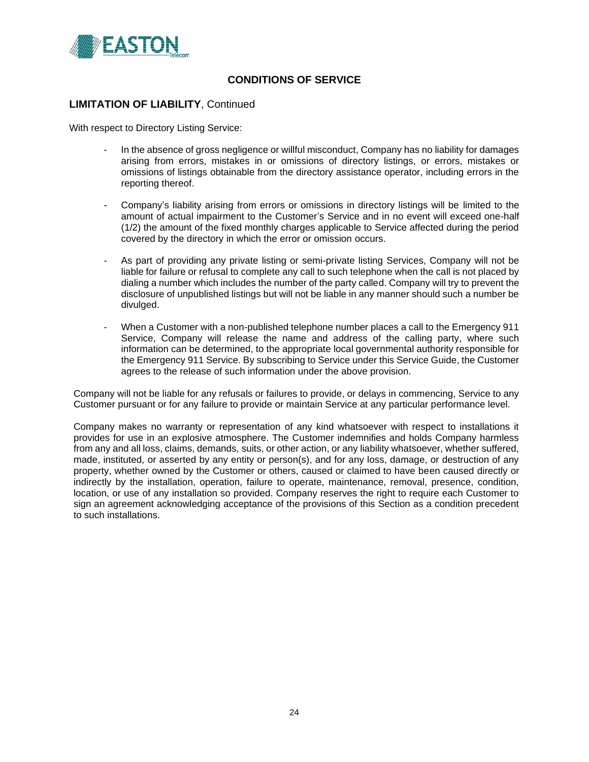## CONDITIONS OF SERVICE

### LIMITATION OF LIABILITY, Continued

With respect to Directory Listing Service:

- In the absence of gross negligence or willful misconduct, Company has no liability for damages arising from errors, mistakes in or omissions of directory listings, or errors, mistakes or omissions of listings obtainable from the directory assistance operator, including errors in the reporting thereof.
- Company's liability arising from errors or omissions in directory listings will be limited to the amount of actual impairment to the Customer's Service and in no event will exceed one-half (1/2) the amount of the fixed monthly charges applicable to Service affected during the period covered by the directory in which the error or omission occurs.
- As part of providing any private listing or semi-private listing Services, Company will not be liable for failure or refusal to complete any call to such telephone when the call is not placed by dialing a number which includes the number of the party called. Company will try to prevent the disclosure of unpublished listings but will not be liable in any manner should such a number be divulged.
- When a Customer with a non-published telephone number places a call to the Emergency 911 Service, Company will release the name and address of the calling party, where such information can be determined, to the appropriate local governmental authority responsible for the Emergency 911 Service. By subscribing to Service under this Service Guide, the Customer agrees to the release of such information under the above provision.

Company will not be liable for any refusals or failures to provide, or delays in commencing, Service to any Customer pursuant or for any failure to provide or maintain Service at any particular performance level.

Company makes no warranty or representation of any kind whatsoever with respect to installations it provides for use in an explosive atmosphere. The Customer indemnifies and holds Company harmless from any and all loss, claims, demands, suits, or other action, or any liability whatsoever, whether suffered, made, instituted, or asserted by any entity or person(s), and for any loss, damage, or destruction of any property, whether owned by the Customer or others, caused or claimed to have been caused directly or indirectly by the installation, operation, failure to operate, maintenance, removal, presence, condition, location, or use of any installation so provided. Company reserves the right to require each Customer to sign an agreement acknowledging acceptance of the provisions of this Section as a condition precedent to such installations.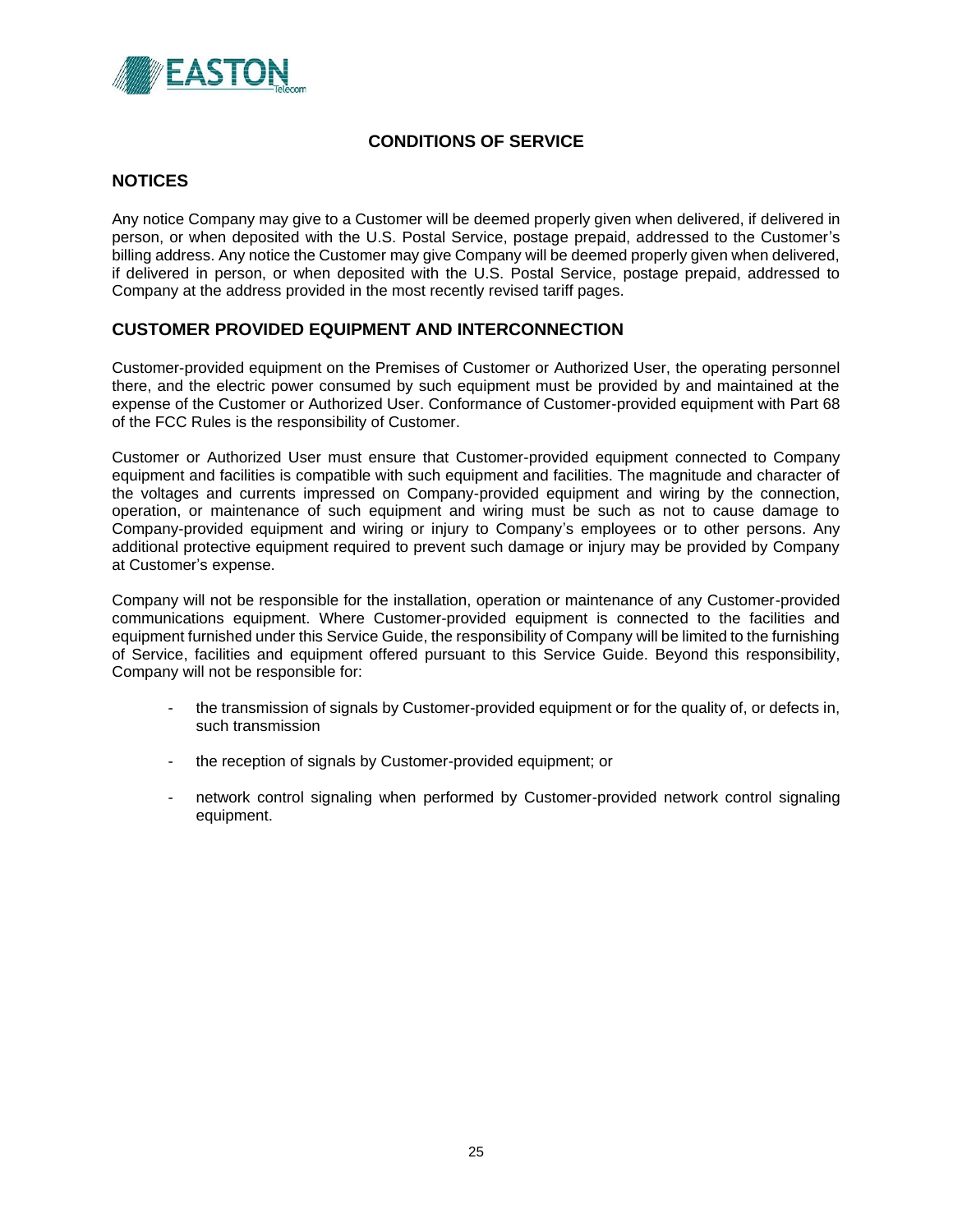## CONDITIONS OF SERVICE

### NOTICES

Any notice Company may give to a Customer will be deemed properly given when delivered, if delivered in person, or when deposited with the U.S. Postal Service, postage prepaid, addressed to the Customer's billing address. Any notice the Customer may give Company will be deemed properly given when delivered, if delivered in person, or when deposited with the U.S. Postal Service, postage prepaid, addressed to Company at the address provided in the most recently revised tariff pages.

### CUSTOMER PROVIDED EQUIPMENT AND INTERCONNECTION

Customer-provided equipment on the Premises of Customer or Authorized User, the operating personnel there, and the electric power consumed by such equipment must be provided by and maintained at the expense of the Customer or Authorized User. Conformance of Customer-provided equipment with Part 68 of the FCC Rules is the responsibility of Customer.

Customer or Authorized User must ensure that Customer-provided equipment connected to Company equipment and facilities is compatible with such equipment and facilities. The magnitude and character of the voltages and currents impressed on Company-provided equipment and wiring by the connection, operation, or maintenance of such equipment and wiring must be such as not to cause damage to Company-provided equipment and wiring or injury to Company's employees or to other persons. Any additional protective equipment required to prevent such damage or injury may be provided by Company at Customer's expense.

Company will not be responsible for the installation, operation or maintenance of any Customer-provided communications equipment. Where Customer-provided equipment is connected to the facilities and equipment furnished under this Service Guide, the responsibility of Company will be limited to the furnishing of Service, facilities and equipment offered pursuant to this Service Guide. Beyond this responsibility, Company will not be responsible for:

- the transmission of signals by Customer-provided equipment or for the quality of, or defects in, such transmission
- the reception of signals by Customer-provided equipment; or
- network control signaling when performed by Customer-provided network control signaling equipment.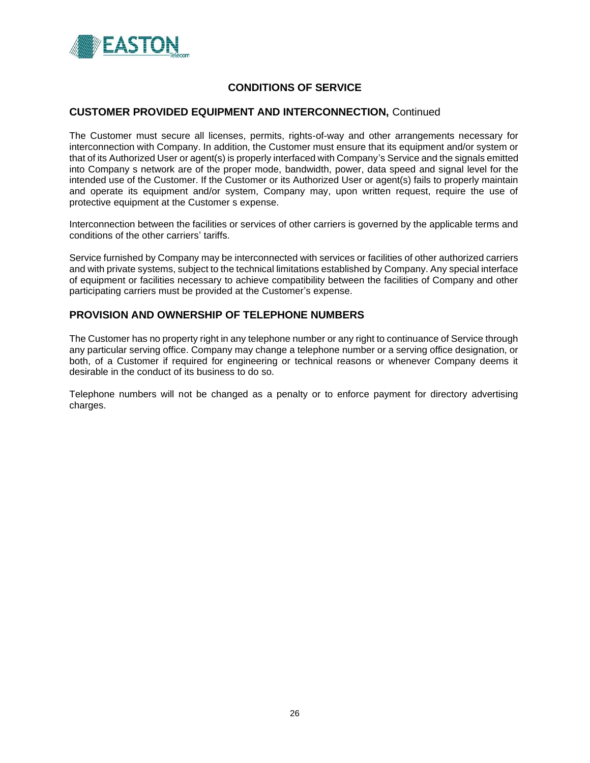## CONDITIONS OF SERVICE

### CUSTOMER PROVIDED EQUIPMENT AND INTERCONNECTION, Continued

The Customer must secure all licenses, permits, rights-of-way and other arrangements necessary for interconnection with Company. In addition, the Customer must ensure that its equipment and/or system or that of its Authorized User or agent(s) is properly interfaced with Company's Service and the signals emitted into Company s network are of the proper mode, bandwidth, power, data speed and signal level for the intended use of the Customer. If the Customer or its Authorized User or agent(s) fails to properly maintain and operate its equipment and/or system, Company may, upon written request, require the use of protective equipment at the Customer s expense.

Interconnection between the facilities or services of other carriers is governed by the applicable terms and conditions of the other carriers' tariffs.

Service furnished by Company may be interconnected with services or facilities of other authorized carriers and with private systems, subject to the technical limitations established by Company. Any special interface of equipment or facilities necessary to achieve compatibility between the facilities of Company and other participating carriers must be provided at the Customer's expense.

### PROVISION AND OWNERSHIP OF TELEPHONE NUMBERS

The Customer has no property right in any telephone number or any right to continuance of Service through any particular serving office. Company may change a telephone number or a serving office designation, or both, of a Customer if required for engineering or technical reasons or whenever Company deems it desirable in the conduct of its business to do so.

Telephone numbers will not be changed as a penalty or to enforce payment for directory advertising charges.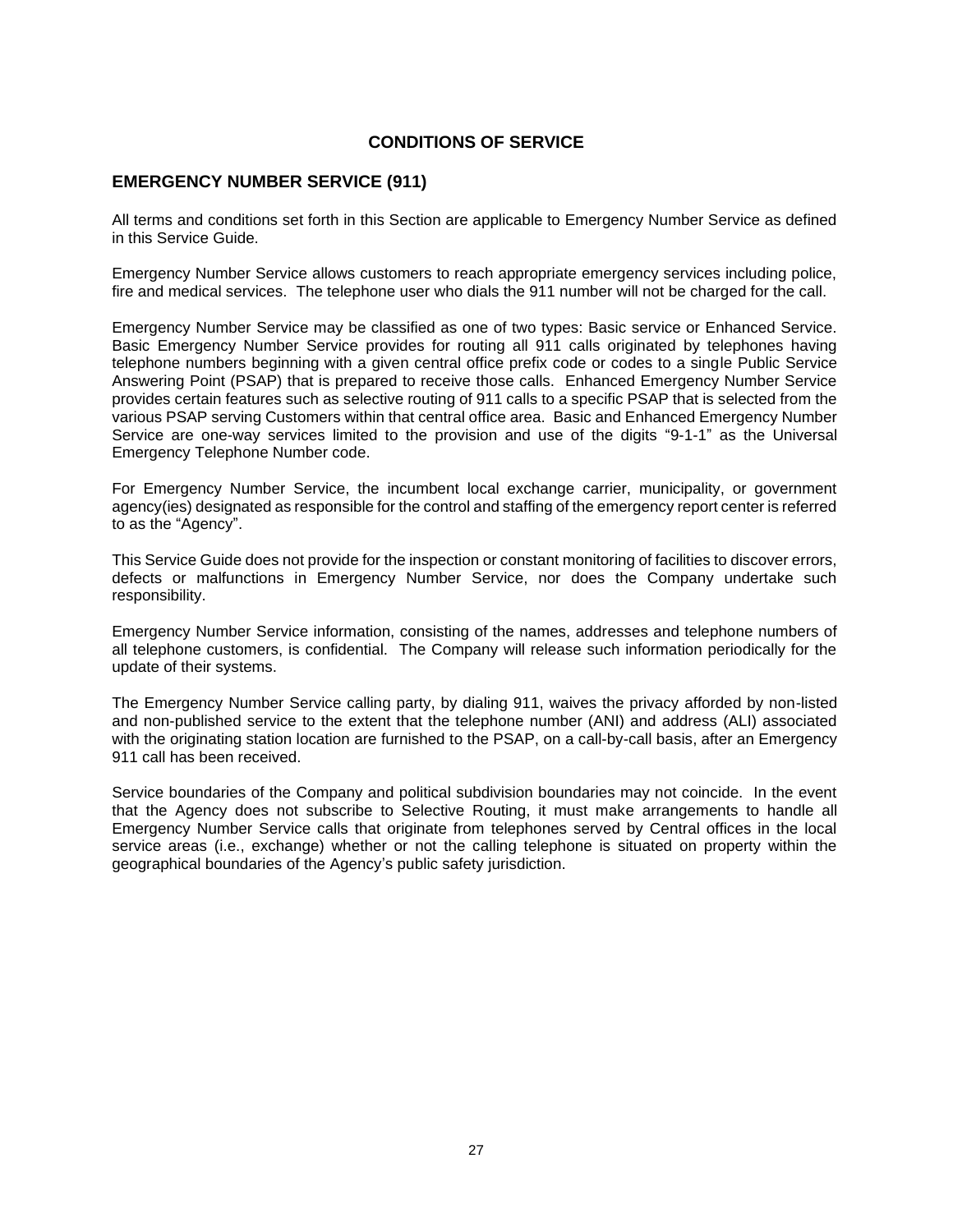## CONDITIONS OF SERVICE

### EMERGENCY NUMBER SERVICE (911)

All terms and conditions set forth in this Section are applicable to Emergency Number Service as defined in this Service Guide.

Emergency Number Service allows customers to reach appropriate emergency services including police, fire and medical services. The telephone user who dials the 911 number will not be charged for the call.

Emergency Number Service may be classified as one of two types: Basic service or Enhanced Service. Basic Emergency Number Service provides for routing all 911 calls originated by telephones having telephone numbers beginning with a given central office prefix code or codes to a single Public Service Answering Point (PSAP) that is prepared to receive those calls. Enhanced Emergency Number Service provides certain features such as selective routing of 911 calls to a specific PSAP that is selected from the various PSAP serving Customers within that central office area. Basic and Enhanced Emergency Number Service are one-way services limited to the provision and use of the digits "9-1-1" as the Universal Emergency Telephone Number code.

For Emergency Number Service, the incumbent local exchange carrier, municipality, or government agency(ies) designated as responsible for the control and staffing of the emergency report center is referred to as the "Agency".

This Service Guide does not provide for the inspection or constant monitoring of facilities to discover errors, defects or malfunctions in Emergency Number Service, nor does the Company undertake such responsibility.

Emergency Number Service information, consisting of the names, addresses and telephone numbers of all telephone customers, is confidential. The Company will release such information periodically for the update of their systems.

The Emergency Number Service calling party, by dialing 911, waives the privacy afforded by non-listed and non-published service to the extent that the telephone number (ANI) and address (ALI) associated with the originating station location are furnished to the PSAP, on a call-by-call basis, after an Emergency 911 call has been received.

Service boundaries of the Company and political subdivision boundaries may not coincide. In the event that the Agency does not subscribe to Selective Routing, it must make arrangements to handle all Emergency Number Service calls that originate from telephones served by Central offices in the local service areas (i.e., exchange) whether or not the calling telephone is situated on property within the geographical boundaries of the Agency's public safety jurisdiction.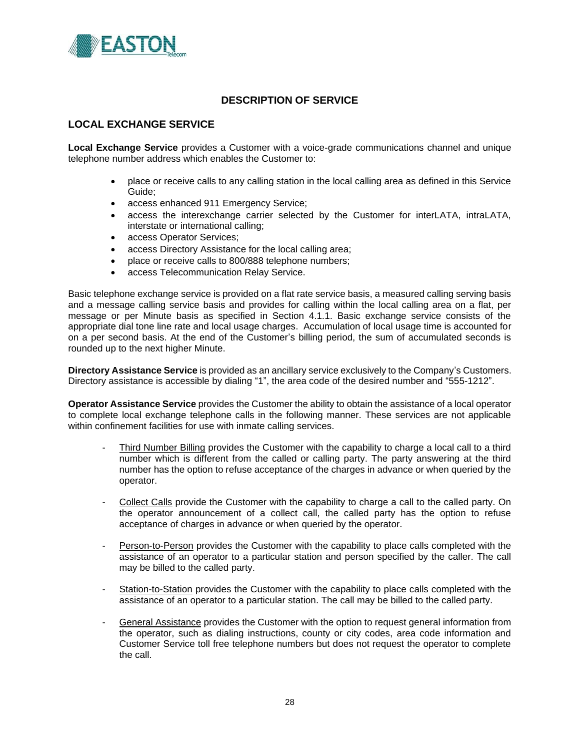# DESCRIPTION OF SERVICE

## LOCAL EXCHANGE SERVICE

**Local Exchange Service** provides a Customer with a voice-grade communications channel and unique telephone number address which enables the Customer to:

- place or receive calls to any calling station in the local calling area as defined in this Service Guide;
- access enhanced 911 Emergency Service;
- access the interexchange carrier selected by the Customer for interLATA, intraLATA, interstate or international calling;
- access Operator Services;
- access Directory Assistance for the local calling area;
- place or receive calls to 800/888 telephone numbers;
- access Telecommunication Relay Service.

Basic telephone exchange service is provided on a flat rate service basis, a measured calling serving basis and a message calling service basis and provides for calling within the local calling area on a flat, per message or per Minute basis as specified in Section 4.1.1. Basic exchange service consists of the appropriate dial tone line rate and local usage charges. Accumulation of local usage time is accounted for on a per second basis. At the end of the Customer's billing period, the sum of accumulated seconds is rounded up to the next higher Minute.

**Directory Assistance Service** is provided as an ancillary service exclusively to the Company's Customers. Directory assistance is accessible by dialing "1", the area code of the desired number and "555-1212".

**Operator Assistance Service** provides the Customer the ability to obtain the assistance of a local operator to complete local exchange telephone calls in the following manner. These services are not applicable within confinement facilities for use with inmate calling services.

- Third Number Billing provides the Customer with the capability to charge a local call to a third number which is different from the called or calling party. The party answering at the third number has the option to refuse acceptance of the charges in advance or when queried by the operator.

- Collect Calls provide the Customer with the capability to charge a call to the called party. On the operator announcement of a collect call, the called party has the option to refuse acceptance of charges in advance or when queried by the operator.

- Person-to-Person provides the Customer with the capability to place calls completed with the assistance of an operator to a particular station and person specified by the caller. The call may be billed to the called party.

- Station-to-Station provides the Customer with the capability to place calls completed with the assistance of an operator to a particular station. The call may be billed to the called party.

- General Assistance provides the Customer with the option to request general information from the operator, such as dialing instructions, county or city codes, area code information and Customer Service toll free telephone numbers but does not request the operator to complete the call.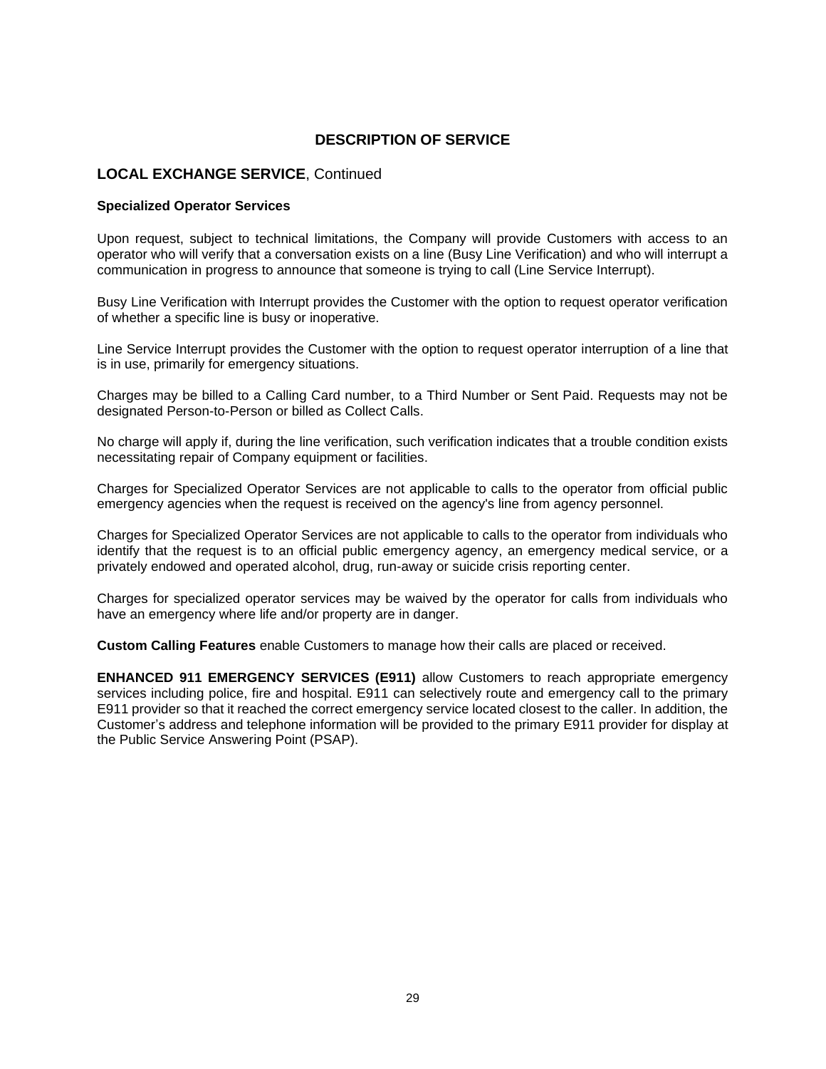# DESCRIPTION OF SERVICE

## LOCAL EXCHANGE SERVICE, Continued

**Specialized Operator Services**

Upon request, subject to technical limitations, the Company will provide Customers with access to an operator who will verify that a conversation exists on a line (Busy Line Verification) and who will interrupt a communication in progress to announce that someone is trying to call (Line Service Interrupt).

Busy Line Verification with Interrupt provides the Customer with the option to request operator verification of whether a specific line is busy or inoperative.

Line Service Interrupt provides the Customer with the option to request operator interruption of a line that is in use, primarily for emergency situations.

Charges may be billed to a Calling Card number, to a Third Number or Sent Paid. Requests may not be designated Person-to-Person or billed as Collect Calls.

No charge will apply if, during the line verification, such verification indicates that a trouble condition exists necessitating repair of Company equipment or facilities.

Charges for Specialized Operator Services are not applicable to calls to the operator from official public emergency agencies when the request is received on the agency's line from agency personnel.

Charges for Specialized Operator Services are not applicable to calls to the operator from individuals who identify that the request is to an official public emergency agency, an emergency medical service, or a privately endowed and operated alcohol, drug, run-away or suicide crisis reporting center.

Charges for specialized operator services may be waived by the operator for calls from individuals who have an emergency where life and/or property are in danger.

**Custom Calling Features** enable Customers to manage how their calls are placed or received.

**ENHANCED 911 EMERGENCY SERVICES (E911)** allow Customers to reach appropriate emergency services including police, fire and hospital. E911 can selectively route and emergency call to the primary E911 provider so that it reached the correct emergency service located closest to the caller. In addition, the Customer's address and telephone information will be provided to the primary E911 provider for display at the Public Service Answering Point (PSAP).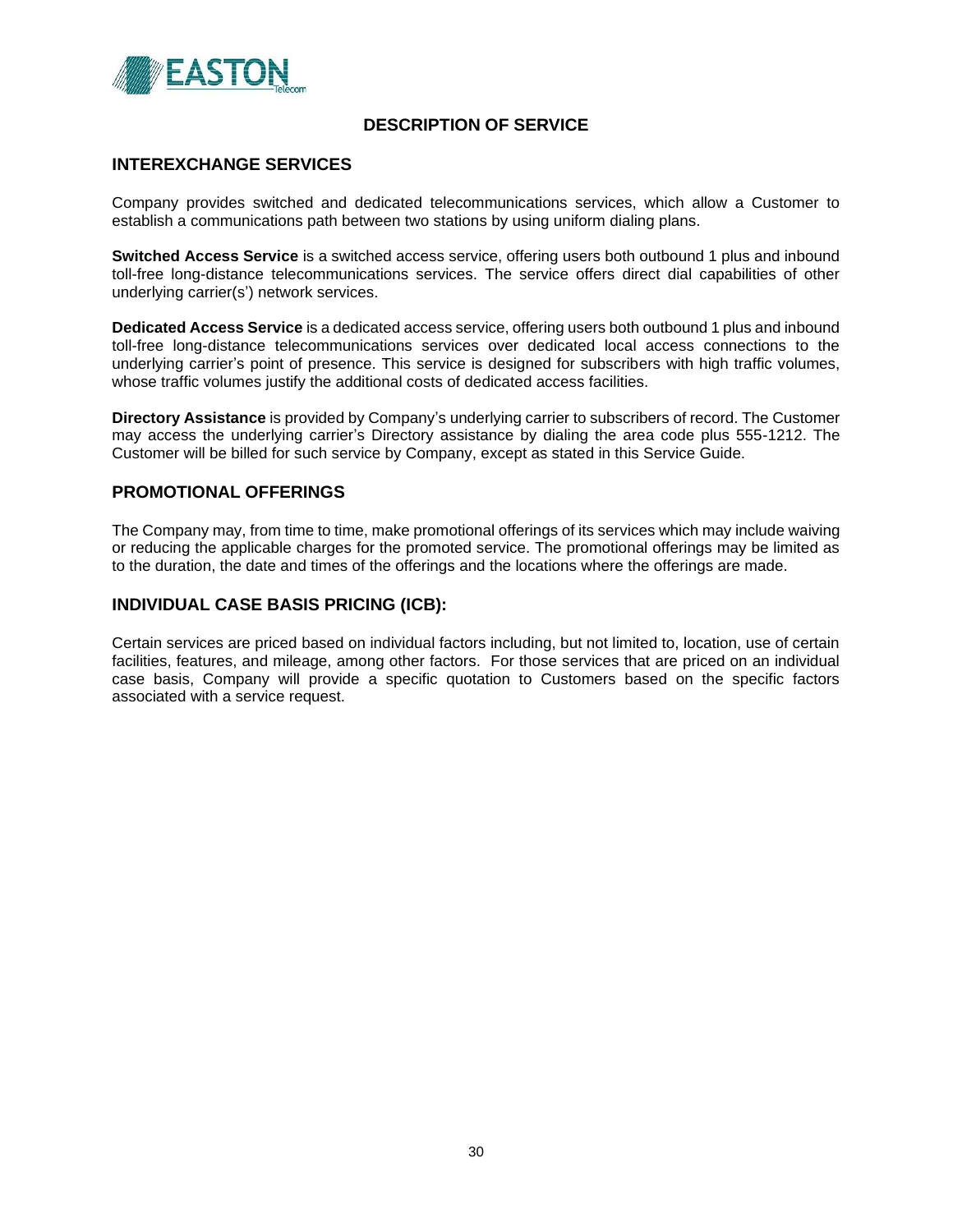## DESCRIPTION OF SERVICE

### INTEREXCHANGE SERVICES

Company provides switched and dedicated telecommunications services, which allow a Customer to establish a communications path between two stations by using uniform dialing plans.

**Switched Access Service** is a switched access service, offering users both outbound 1 plus and inbound toll-free long-distance telecommunications services. The service offers direct dial capabilities of other underlying carrier(s') network services.

**Dedicated Access Service** is a dedicated access service, offering users both outbound 1 plus and inbound toll-free long-distance telecommunications services over dedicated local access connections to the underlying carrier's point of presence. This service is designed for subscribers with high traffic volumes, whose traffic volumes justify the additional costs of dedicated access facilities.

**Directory Assistance** is provided by Company's underlying carrier to subscribers of record. The Customer may access the underlying carrier's Directory assistance by dialing the area code plus 555-1212. The Customer will be billed for such service by Company, except as stated in this Service Guide.

### PROMOTIONAL OFFERINGS

The Company may, from time to time, make promotional offerings of its services which may include waiving or reducing the applicable charges for the promoted service. The promotional offerings may be limited as to the duration, the date and times of the offerings and the locations where the offerings are made.

### INDIVIDUAL CASE BASIS PRICING (ICB):

Certain services are priced based on individual factors including, but not limited to, location, use of certain facilities, features, and mileage, among other factors. For those services that are priced on an individual case basis, Company will provide a specific quotation to Customers based on the specific factors associated with a service request.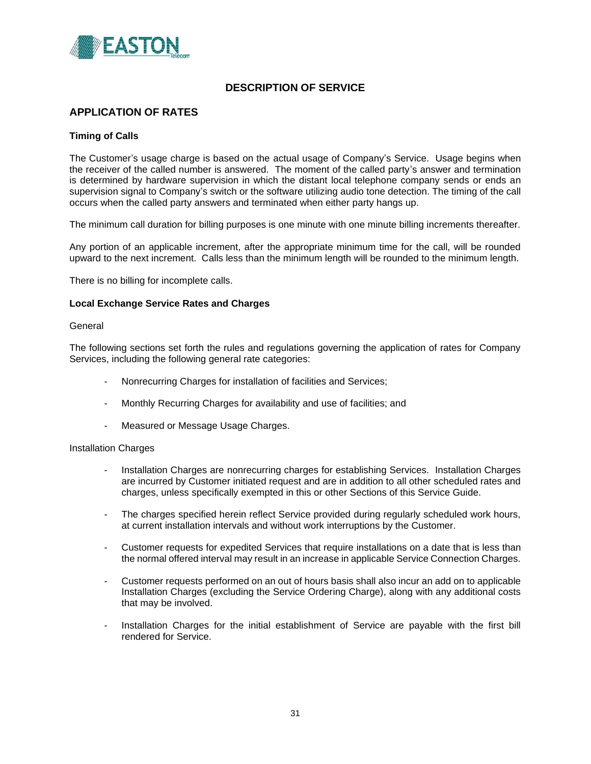## DESCRIPTION OF SERVICE

### APPLICATION OF RATES

#### Timing of Calls

The Customer's usage charge is based on the actual usage of Company's Service. Usage begins when the receiver of the called number is answered. The moment of the called party's answer and termination is determined by hardware supervision in which the distant local telephone company sends or ends an supervision signal to Company's switch or the software utilizing audio tone detection. The timing of the call occurs when the called party answers and terminated when either party hangs up.

The minimum call duration for billing purposes is one minute with one minute billing increments thereafter.

Any portion of an applicable increment, after the appropriate minimum time for the call, will be rounded upward to the next increment. Calls less than the minimum length will be rounded to the minimum length.

There is no billing for incomplete calls.

#### Local Exchange Service Rates and Charges

General

The following sections set forth the rules and regulations governing the application of rates for Company Services, including the following general rate categories:

- Nonrecurring Charges for installation of facilities and Services;
- Monthly Recurring Charges for availability and use of facilities; and
- Measured or Message Usage Charges.

Installation Charges

- Installation Charges are nonrecurring charges for establishing Services. Installation Charges are incurred by Customer initiated request and are in addition to all other scheduled rates and charges, unless specifically exempted in this or other Sections of this Service Guide.
- The charges specified herein reflect Service provided during regularly scheduled work hours, at current installation intervals and without work interruptions by the Customer.
- Customer requests for expedited Services that require installations on a date that is less than the normal offered interval may result in an increase in applicable Service Connection Charges.
- Customer requests performed on an out of hours basis shall also incur an add on to applicable Installation Charges (excluding the Service Ordering Charge), along with any additional costs that may be involved.
- Installation Charges for the initial establishment of Service are payable with the first bill rendered for Service.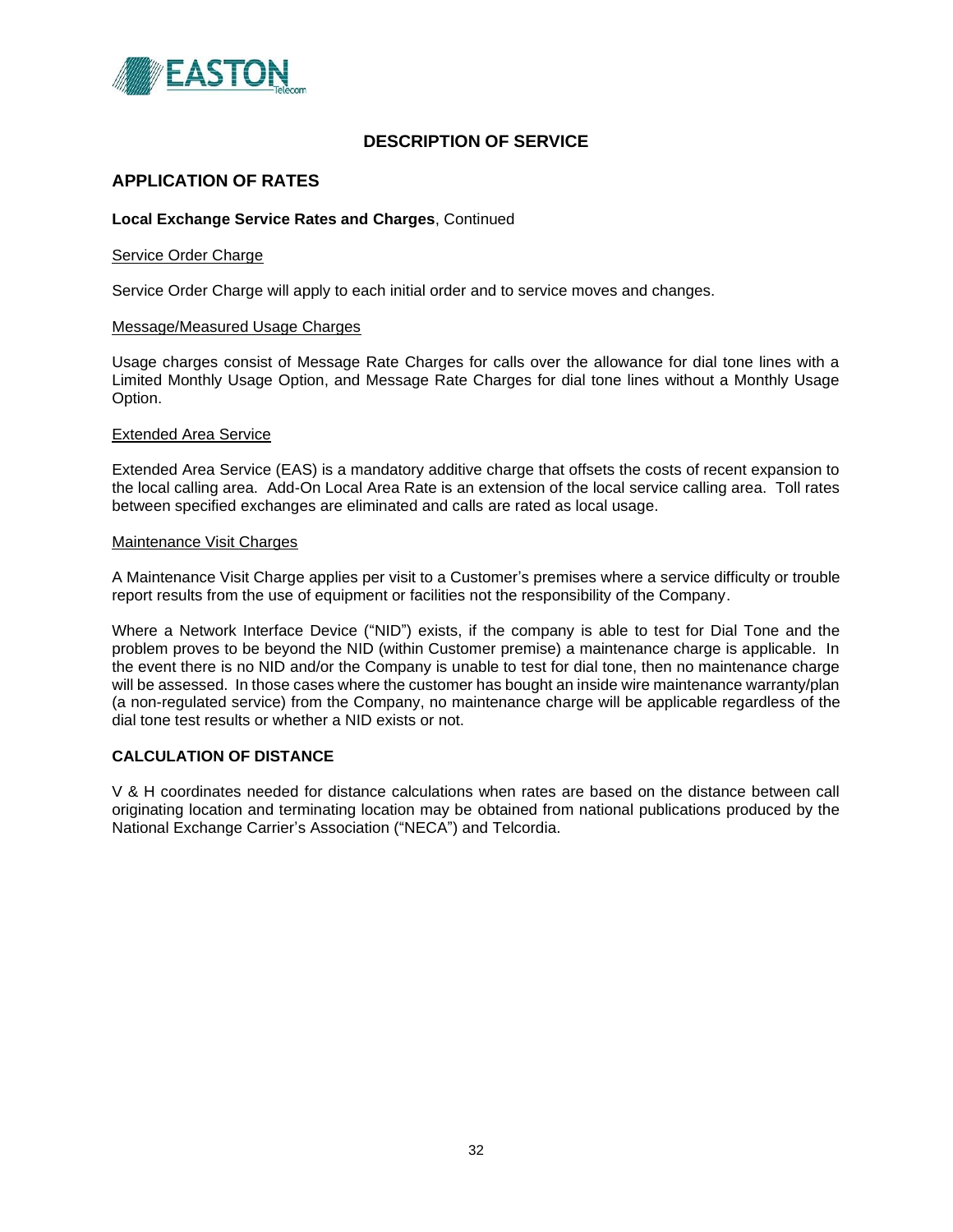# DESCRIPTION OF SERVICE

## APPLICATION OF RATES

**Local Exchange Service Rates and Charges**, Continued

Service Order Charge

Service Order Charge will apply to each initial order and to service moves and changes.

Message/Measured Usage Charges

Usage charges consist of Message Rate Charges for calls over the allowance for dial tone lines with a Limited Monthly Usage Option, and Message Rate Charges for dial tone lines without a Monthly Usage Option.

Extended Area Service

Extended Area Service (EAS) is a mandatory additive charge that offsets the costs of recent expansion to the local calling area. Add-On Local Area Rate is an extension of the local service calling area. Toll rates between specified exchanges are eliminated and calls are rated as local usage.

Maintenance Visit Charges

A Maintenance Visit Charge applies per visit to a Customer's premises where a service difficulty or trouble report results from the use of equipment or facilities not the responsibility of the Company.

Where a Network Interface Device ("NID") exists, if the company is able to test for Dial Tone and the problem proves to be beyond the NID (within Customer premise) a maintenance charge is applicable. In the event there is no NID and/or the Company is unable to test for dial tone, then no maintenance charge will be assessed. In those cases where the customer has bought an inside wire maintenance warranty/plan (a non-regulated service) from the Company, no maintenance charge will be applicable regardless of the dial tone test results or whether a NID exists or not.

### CALCULATION OF DISTANCE

V & H coordinates needed for distance calculations when rates are based on the distance between call originating location and terminating location may be obtained from national publications produced by the National Exchange Carrier's Association ("NECA") and Telcordia.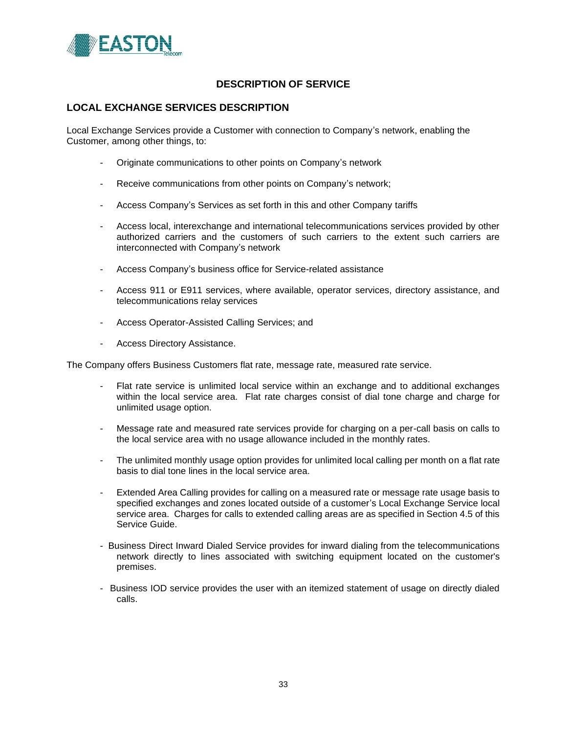## DESCRIPTION OF SERVICE

### LOCAL EXCHANGE SERVICES DESCRIPTION

Local Exchange Services provide a Customer with connection to Company's network, enabling the Customer, among other things, to:

- Originate communications to other points on Company's network
- Receive communications from other points on Company's network;
- Access Company's Services as set forth in this and other Company tariffs
- Access local, interexchange and international telecommunications services provided by other authorized carriers and the customers of such carriers to the extent such carriers are interconnected with Company's network
- Access Company's business office for Service-related assistance
- Access 911 or E911 services, where available, operator services, directory assistance, and telecommunications relay services
- Access Operator-Assisted Calling Services; and
- Access Directory Assistance.

The Company offers Business Customers flat rate, message rate, measured rate service.

- Flat rate service is unlimited local service within an exchange and to additional exchanges within the local service area. Flat rate charges consist of dial tone charge and charge for unlimited usage option.
- Message rate and measured rate services provide for charging on a per-call basis on calls to the local service area with no usage allowance included in the monthly rates.
- The unlimited monthly usage option provides for unlimited local calling per month on a flat rate basis to dial tone lines in the local service area.
- Extended Area Calling provides for calling on a measured rate or message rate usage basis to specified exchanges and zones located outside of a customer's Local Exchange Service local service area. Charges for calls to extended calling areas are as specified in Section 4.5 of this Service Guide.
- Business Direct Inward Dialed Service provides for inward dialing from the telecommunications network directly to lines associated with switching equipment located on the customer's premises.
- Business IOD service provides the user with an itemized statement of usage on directly dialed calls.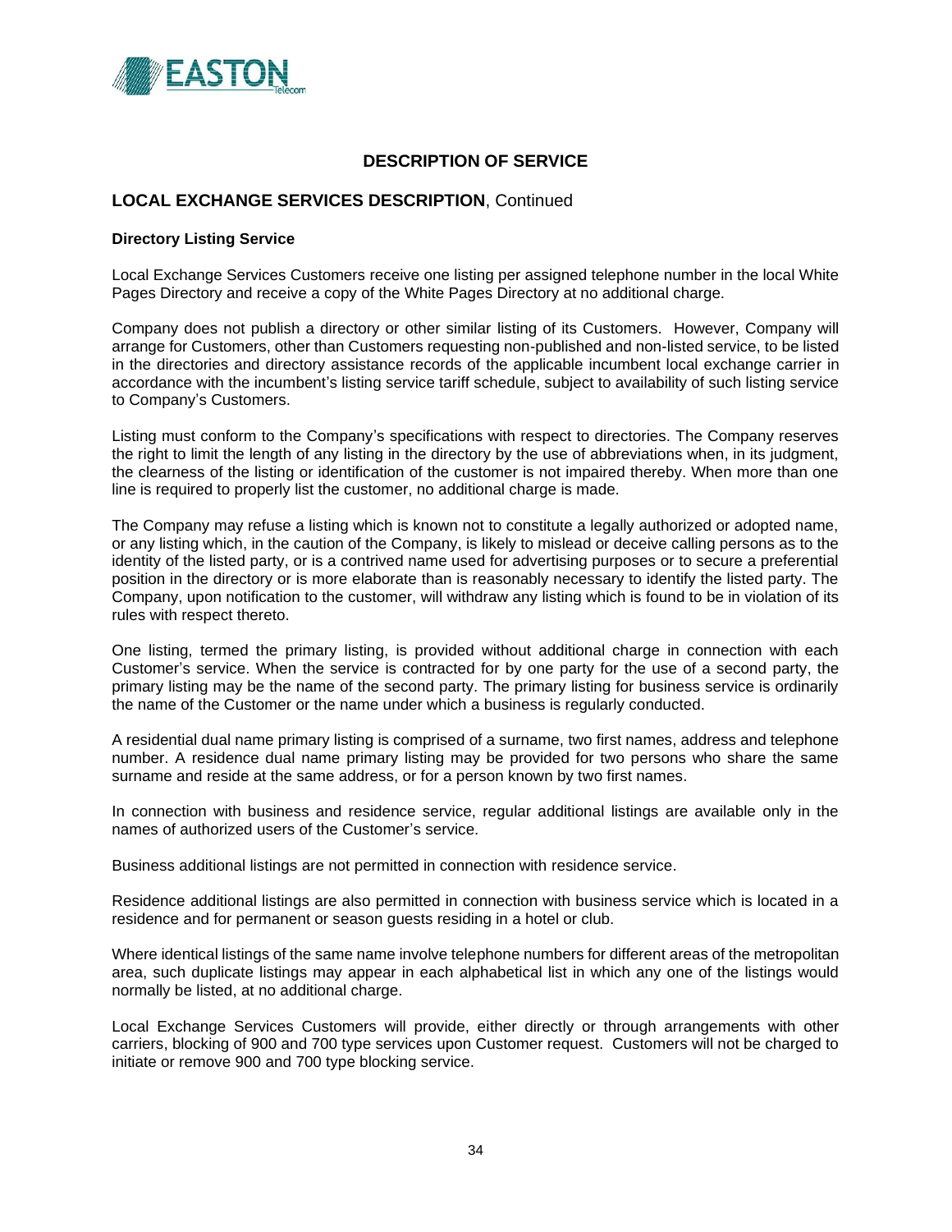## DESCRIPTION OF SERVICE

### LOCAL EXCHANGE SERVICES DESCRIPTION, Continued

**Directory Listing Service**

Local Exchange Services Customers receive one listing per assigned telephone number in the local White Pages Directory and receive a copy of the White Pages Directory at no additional charge.

Company does not publish a directory or other similar listing of its Customers. However, Company will arrange for Customers, other than Customers requesting non-published and non-listed service, to be listed in the directories and directory assistance records of the applicable incumbent local exchange carrier in accordance with the incumbent's listing service tariff schedule, subject to availability of such listing service to Company's Customers.

Listing must conform to the Company's specifications with respect to directories. The Company reserves the right to limit the length of any listing in the directory by the use of abbreviations when, in its judgment, the clearness of the listing or identification of the customer is not impaired thereby. When more than one line is required to properly list the customer, no additional charge is made.

The Company may refuse a listing which is known not to constitute a legally authorized or adopted name, or any listing which, in the caution of the Company, is likely to mislead or deceive calling persons as to the identity of the listed party, or is a contrived name used for advertising purposes or to secure a preferential position in the directory or is more elaborate than is reasonably necessary to identify the listed party. The Company, upon notification to the customer, will withdraw any listing which is found to be in violation of its rules with respect thereto.

One listing, termed the primary listing, is provided without additional charge in connection with each Customer's service. When the service is contracted for by one party for the use of a second party, the primary listing may be the name of the second party. The primary listing for business service is ordinarily the name of the Customer or the name under which a business is regularly conducted.

A residential dual name primary listing is comprised of a surname, two first names, address and telephone number. A residence dual name primary listing may be provided for two persons who share the same surname and reside at the same address, or for a person known by two first names.

In connection with business and residence service, regular additional listings are available only in the names of authorized users of the Customer's service.

Business additional listings are not permitted in connection with residence service.

Residence additional listings are also permitted in connection with business service which is located in a residence and for permanent or season guests residing in a hotel or club.

Where identical listings of the same name involve telephone numbers for different areas of the metropolitan area, such duplicate listings may appear in each alphabetical list in which any one of the listings would normally be listed, at no additional charge.

Local Exchange Services Customers will provide, either directly or through arrangements with other carriers, blocking of 900 and 700 type services upon Customer request. Customers will not be charged to initiate or remove 900 and 700 type blocking service.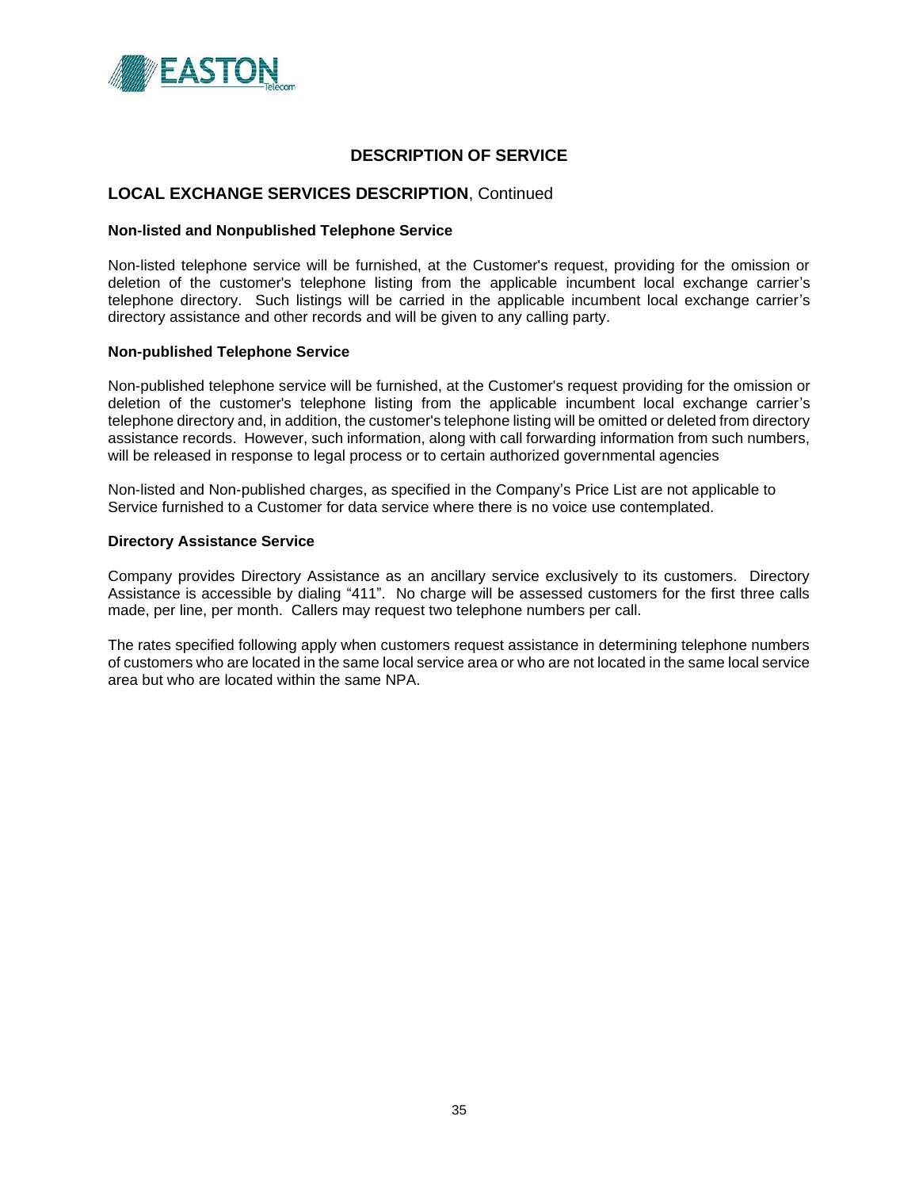## DESCRIPTION OF SERVICE

### LOCAL EXCHANGE SERVICES DESCRIPTION, Continued

**Non-listed and Nonpublished Telephone Service**

Non-listed telephone service will be furnished, at the Customer's request, providing for the omission or deletion of the customer's telephone listing from the applicable incumbent local exchange carrier's telephone directory. Such listings will be carried in the applicable incumbent local exchange carrier's directory assistance and other records and will be given to any calling party.

**Non-published Telephone Service**

Non-published telephone service will be furnished, at the Customer's request providing for the omission or deletion of the customer's telephone listing from the applicable incumbent local exchange carrier's telephone directory and, in addition, the customer's telephone listing will be omitted or deleted from directory assistance records. However, such information, along with call forwarding information from such numbers, will be released in response to legal process or to certain authorized governmental agencies

Non-listed and Non-published charges, as specified in the Company's Price List are not applicable to Service furnished to a Customer for data service where there is no voice use contemplated.

**Directory Assistance Service**

Company provides Directory Assistance as an ancillary service exclusively to its customers. Directory Assistance is accessible by dialing "411". No charge will be assessed customers for the first three calls made, per line, per month. Callers may request two telephone numbers per call.

The rates specified following apply when customers request assistance in determining telephone numbers of customers who are located in the same local service area or who are not located in the same local service area but who are located within the same NPA.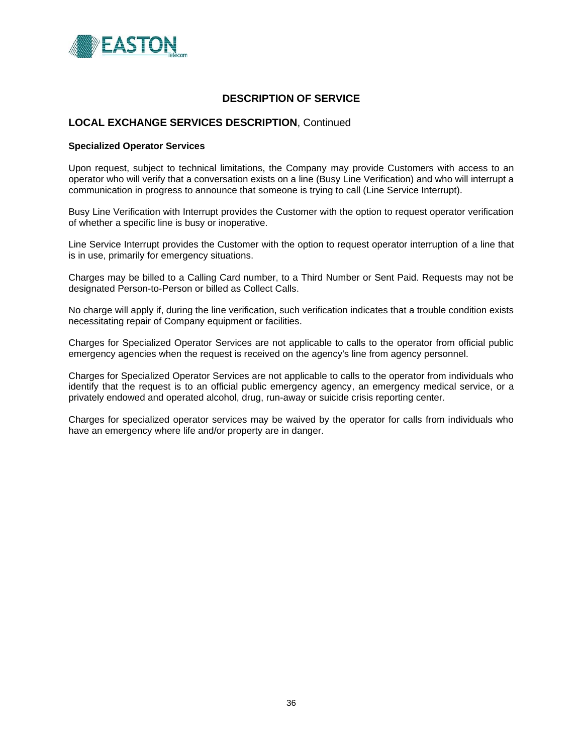## DESCRIPTION OF SERVICE

### **LOCAL EXCHANGE SERVICES DESCRIPTION**, Continued

**Specialized Operator Services**

Upon request, subject to technical limitations, the Company may provide Customers with access to an operator who will verify that a conversation exists on a line (Busy Line Verification) and who will interrupt a communication in progress to announce that someone is trying to call (Line Service Interrupt).

Busy Line Verification with Interrupt provides the Customer with the option to request operator verification of whether a specific line is busy or inoperative.

Line Service Interrupt provides the Customer with the option to request operator interruption of a line that is in use, primarily for emergency situations.

Charges may be billed to a Calling Card number, to a Third Number or Sent Paid. Requests may not be designated Person-to-Person or billed as Collect Calls.

No charge will apply if, during the line verification, such verification indicates that a trouble condition exists necessitating repair of Company equipment or facilities.

Charges for Specialized Operator Services are not applicable to calls to the operator from official public emergency agencies when the request is received on the agency's line from agency personnel.

Charges for Specialized Operator Services are not applicable to calls to the operator from individuals who identify that the request is to an official public emergency agency, an emergency medical service, or a privately endowed and operated alcohol, drug, run-away or suicide crisis reporting center.

Charges for specialized operator services may be waived by the operator for calls from individuals who have an emergency where life and/or property are in danger.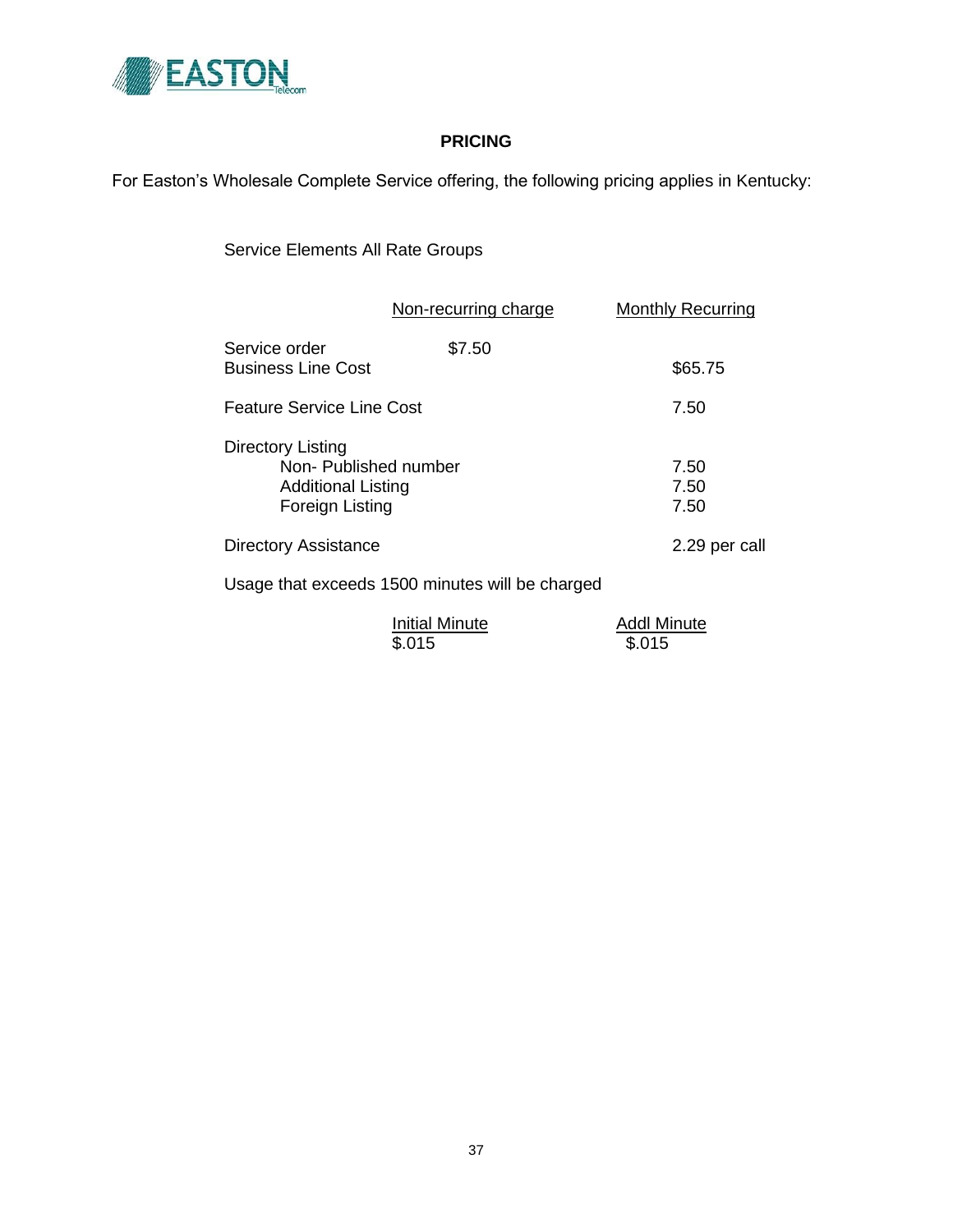## PRICING

For Easton's Wholesale Complete Service offering, the following pricing applies in Kentucky:

Service Elements All Rate Groups

| | Non-recurring charge | Monthly Recurring |
|---|---|---|
| Service order | $7.50 | |
| Business Line Cost | | $65.75 |
| Feature Service Line Cost | | 7.50 |
| Directory Listing | | |
| Non- Published number | | 7.50 |
| Additional Listing | | 7.50 |
| Foreign Listing | | 7.50 |
| Directory Assistance | | 2.29 per call |

Usage that exceeds 1500 minutes will be charged

| Initial Minute | Addl Minute |
|---|---|
| $.015 | $.015 |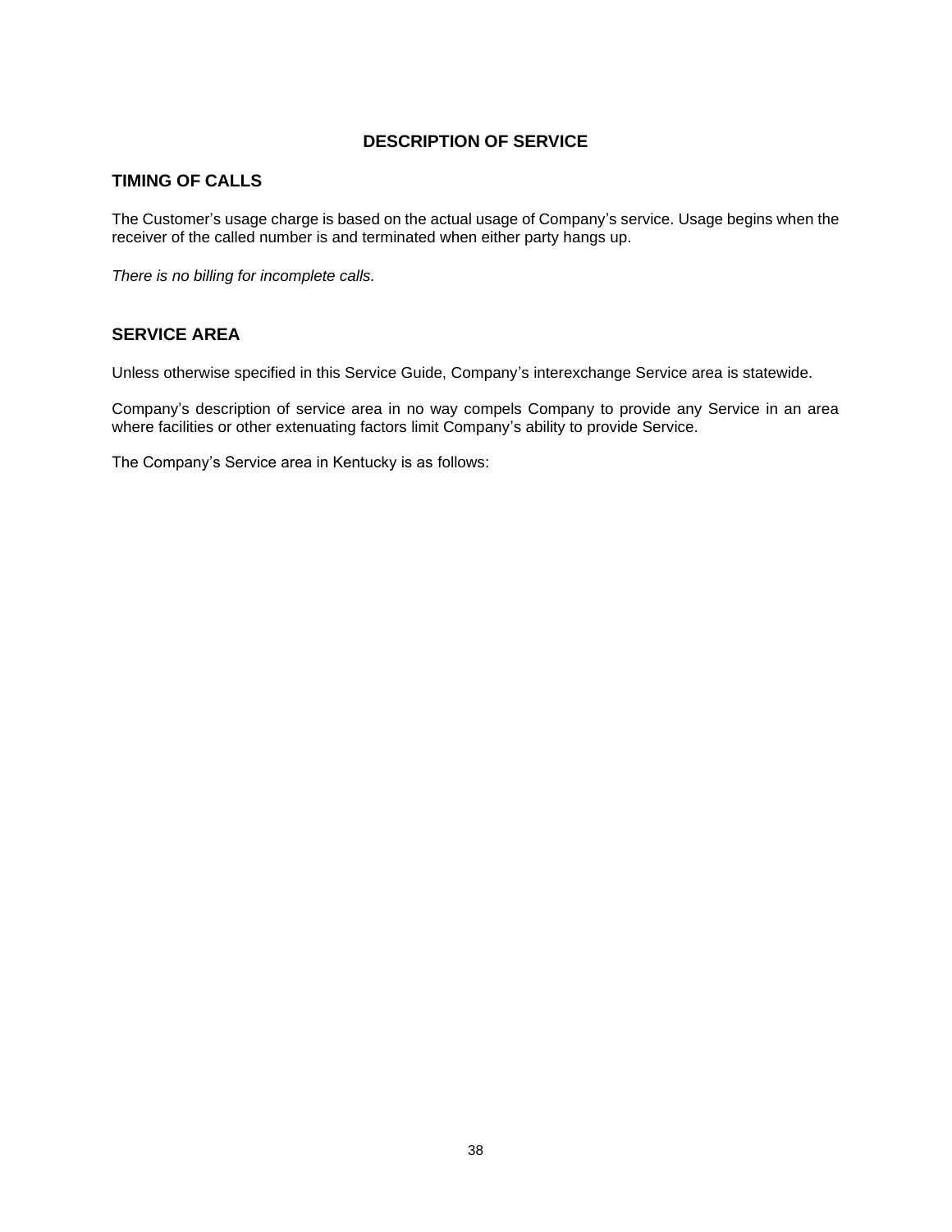# DESCRIPTION OF SERVICE

## TIMING OF CALLS

The Customer's usage charge is based on the actual usage of Company's service. Usage begins when the receiver of the called number is and terminated when either party hangs up.

*There is no billing for incomplete calls.*

## SERVICE AREA

Unless otherwise specified in this Service Guide, Company's interexchange Service area is statewide.

Company's description of service area in no way compels Company to provide any Service in an area where facilities or other extenuating factors limit Company's ability to provide Service.

The Company's Service area in Kentucky is as follows: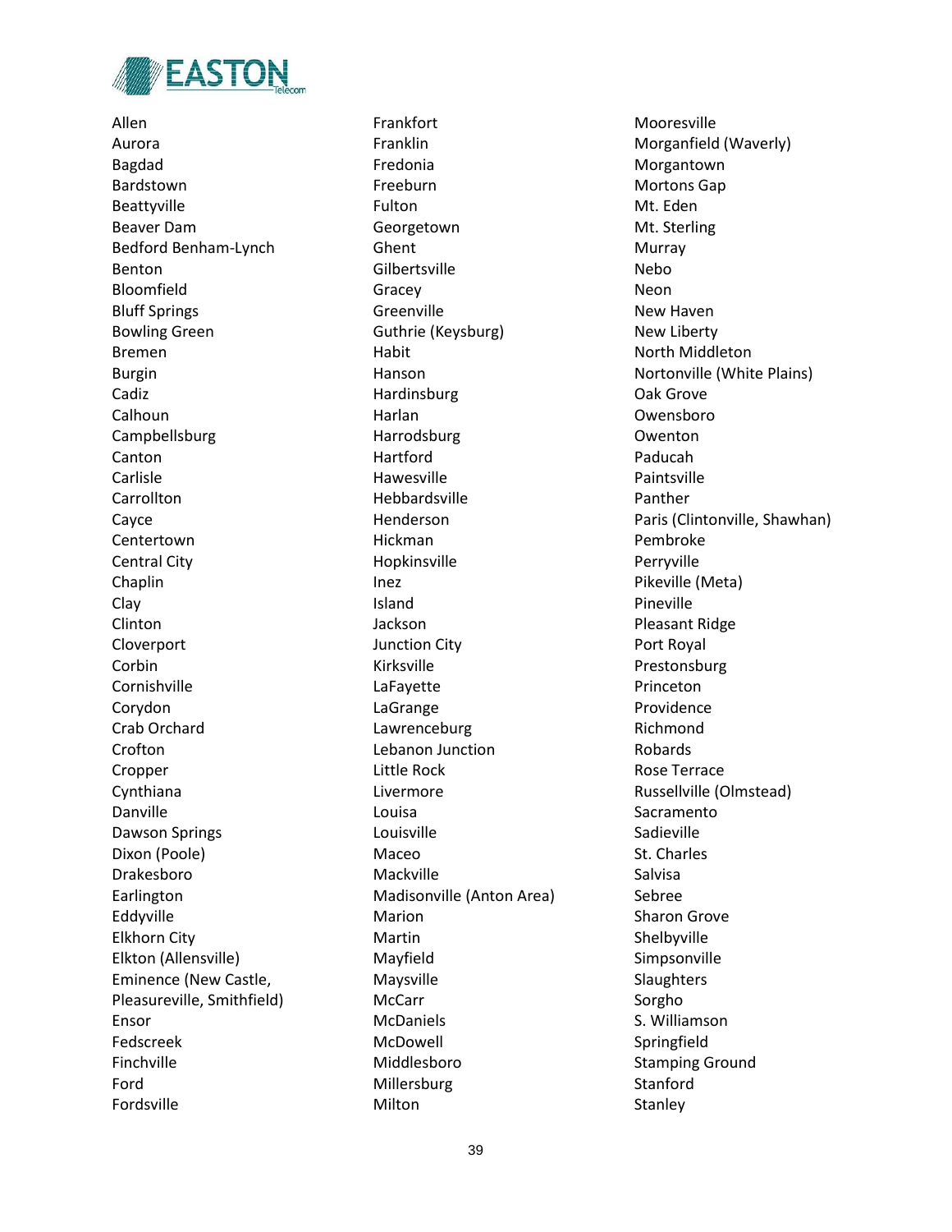Allen
Aurora
Bagdad
Bardstown
Beattyville
Beaver Dam
Bedford Benham-Lynch
Benton
Bloomfield
Bluff Springs
Bowling Green
Bremen
Burgin
Cadiz
Calhoun
Campbellsburg
Canton
Carlisle
Carrollton
Cayce
Centertown
Central City
Chaplin
Clay
Clinton
Cloverport
Corbin
Cornishville
Corydon
Crab Orchard
Crofton
Cropper
Cynthiana
Danville
Dawson Springs
Dixon (Poole)
Drakesboro
Earlington
Eddyville
Elkhorn City
Elkton (Allensville)
Eminence (New Castle, Pleasureville, Smithfield)
Ensor
Fedscreek
Finchville
Ford
Fordsville
Frankfort
Franklin
Fredonia
Freeburn
Fulton
Georgetown
Ghent
Gilbertsville
Gracey
Greenville
Guthrie (Keysburg)
Habit
Hanson
Hardinsburg
Harlan
Harrodsburg
Hartford
Hawesville
Hebbardsville
Henderson
Hickman
Hopkinsville
Inez
Island
Jackson
Junction City
Kirksville
LaFayette
LaGrange
Lawrenceburg
Lebanon Junction
Little Rock
Livermore
Louisa
Louisville
Maceo
Mackville
Madisonville (Anton Area)
Marion
Martin
Mayfield
Maysville
McCarr
McDaniels
McDowell
Middlesboro
Millersburg
Milton
Mooresville
Morganfield (Waverly)
Morgantown
Mortons Gap
Mt. Eden
Mt. Sterling
Murray
Nebo
Neon
New Haven
New Liberty
North Middleton
Nortonville (White Plains)
Oak Grove
Owensboro
Owenton
Paducah
Paintsville
Panther
Paris (Clintonville, Shawhan)
Pembroke
Perryville
Pikeville (Meta)
Pineville
Pleasant Ridge
Port Royal
Prestonsburg
Princeton
Providence
Richmond
Robards
Rose Terrace
Russellville (Olmstead)
Sacramento
Sadieville
St. Charles
Salvisa
Sebree
Sharon Grove
Shelbyville
Simpsonville
Slaughters
Sorgho
S. Williamson
Springfield
Stamping Ground
Stanford
Stanley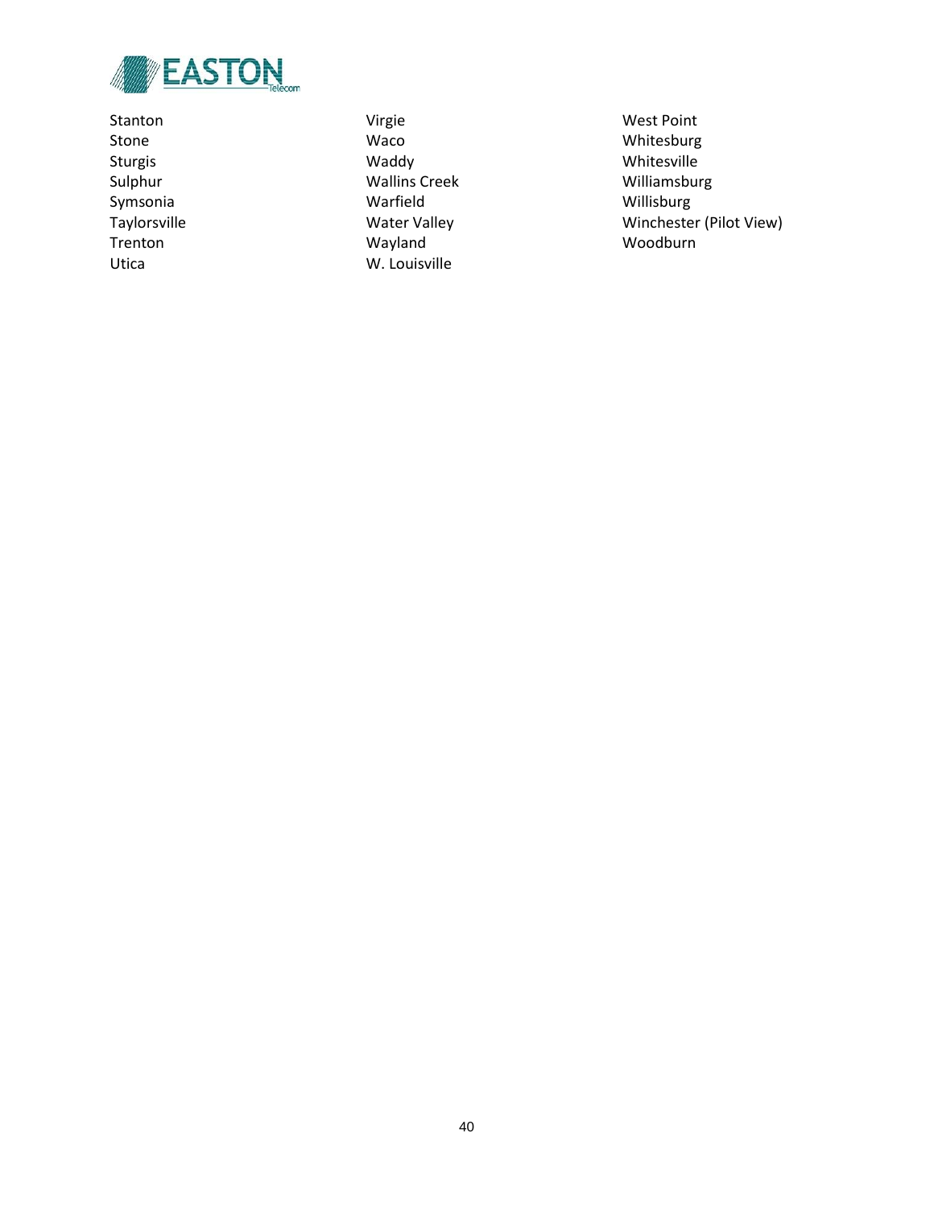Stanton
Stone
Sturgis
Sulphur
Symsonia
Taylorsville
Trenton
Utica
Virgie
Waco
Waddy
Wallins Creek
Warfield
Water Valley
Wayland
W. Louisville
West Point
Whitesburg
Whitesville
Williamsburg
Willisburg
Winchester (Pilot View)
Woodburn